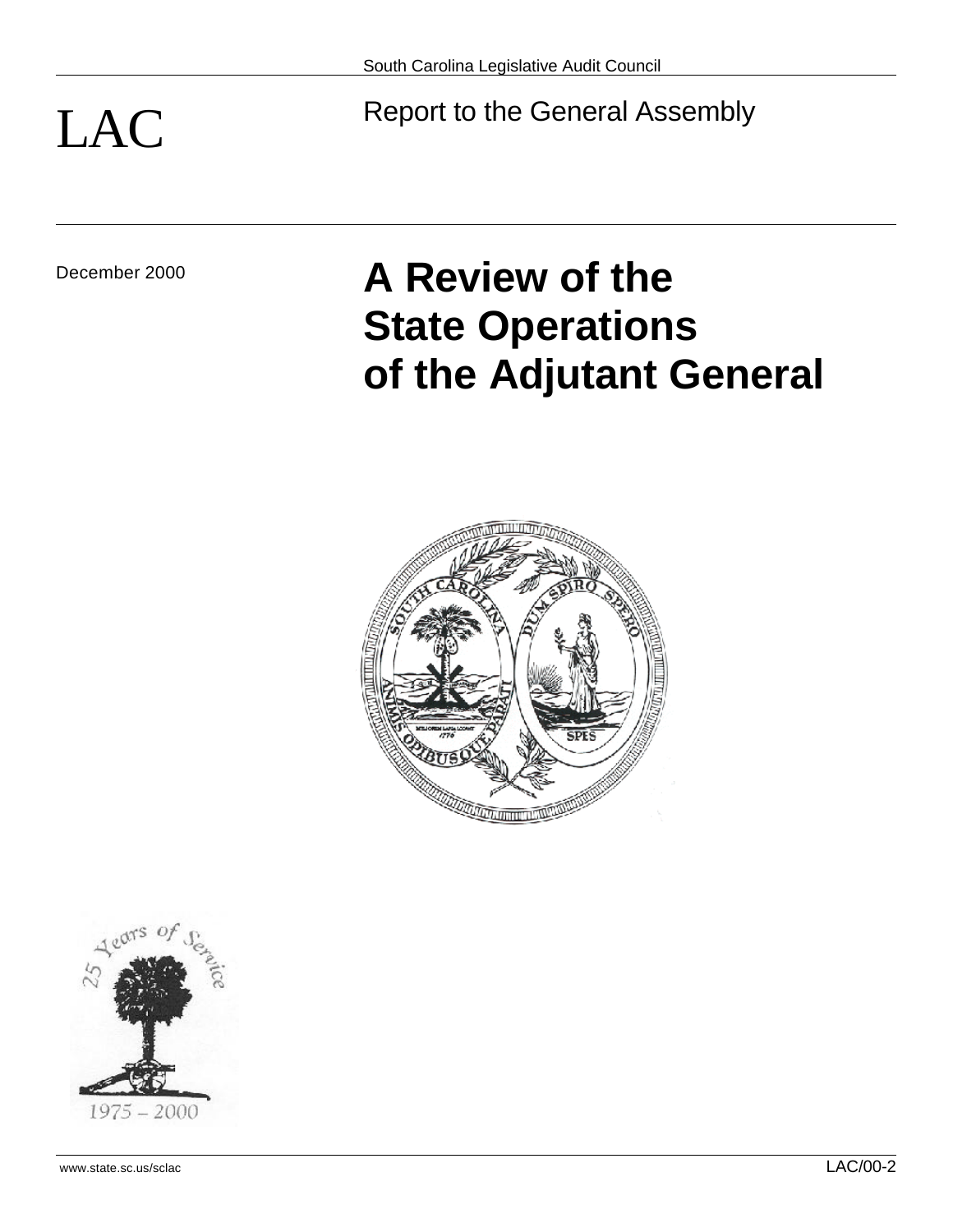South Carolina Legislative Audit Council

# LAC

Report to the General Assembly

December 2000

# A Review of the State Operations of the Adjutant General

www.state.sc.us/sclac

LAC/00-2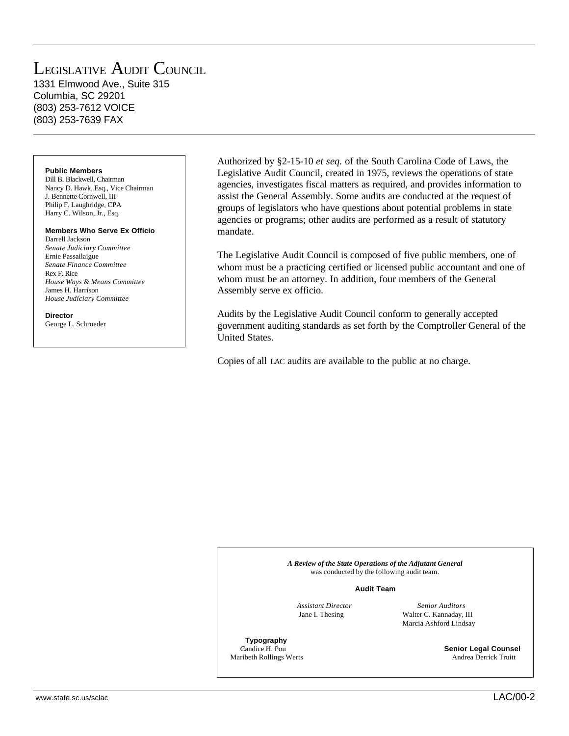# Legislative Audit Council

1331 Elmwood Ave., Suite 315
Columbia, SC 29201
(803) 253-7612 VOICE
(803) 253-7639 FAX

**Public Members**
Dill B. Blackwell, Chairman
Nancy D. Hawk, Esq., Vice Chairman
J. Bennette Cornwell, III
Philip F. Laughridge, CPA
Harry C. Wilson, Jr., Esq.

**Members Who Serve Ex Officio**
Darrell Jackson
*Senate Judiciary Committee*
Ernie Passailaigue
*Senate Finance Committee*
Rex F. Rice
*House Ways & Means Committee*
James H. Harrison
*House Judiciary Committee*

**Director**
George L. Schroeder

Authorized by §2-15-10 *et seq.* of the South Carolina Code of Laws, the Legislative Audit Council, created in 1975, reviews the operations of state agencies, investigates fiscal matters as required, and provides information to assist the General Assembly. Some audits are conducted at the request of groups of legislators who have questions about potential problems in state agencies or programs; other audits are performed as a result of statutory mandate.

The Legislative Audit Council is composed of five public members, one of whom must be a practicing certified or licensed public accountant and one of whom must be an attorney. In addition, four members of the General Assembly serve ex officio.

Audits by the Legislative Audit Council conform to generally accepted government auditing standards as set forth by the Comptroller General of the United States.

Copies of all LAC audits are available to the public at no charge.

***A Review of the State Operations of the Adjutant General*** was conducted by the following audit team.

**Audit Team**

*Assistant Director*
Jane I. Thesing

*Senior Auditors*
Walter C. Kannaday, III
Marcia Ashford Lindsay

**Typography**
Candice H. Pou
Maribeth Rollings Werts

**Senior Legal Counsel**
Andrea Derrick Truitt

www.state.sc.us/sclac

LAC/00-2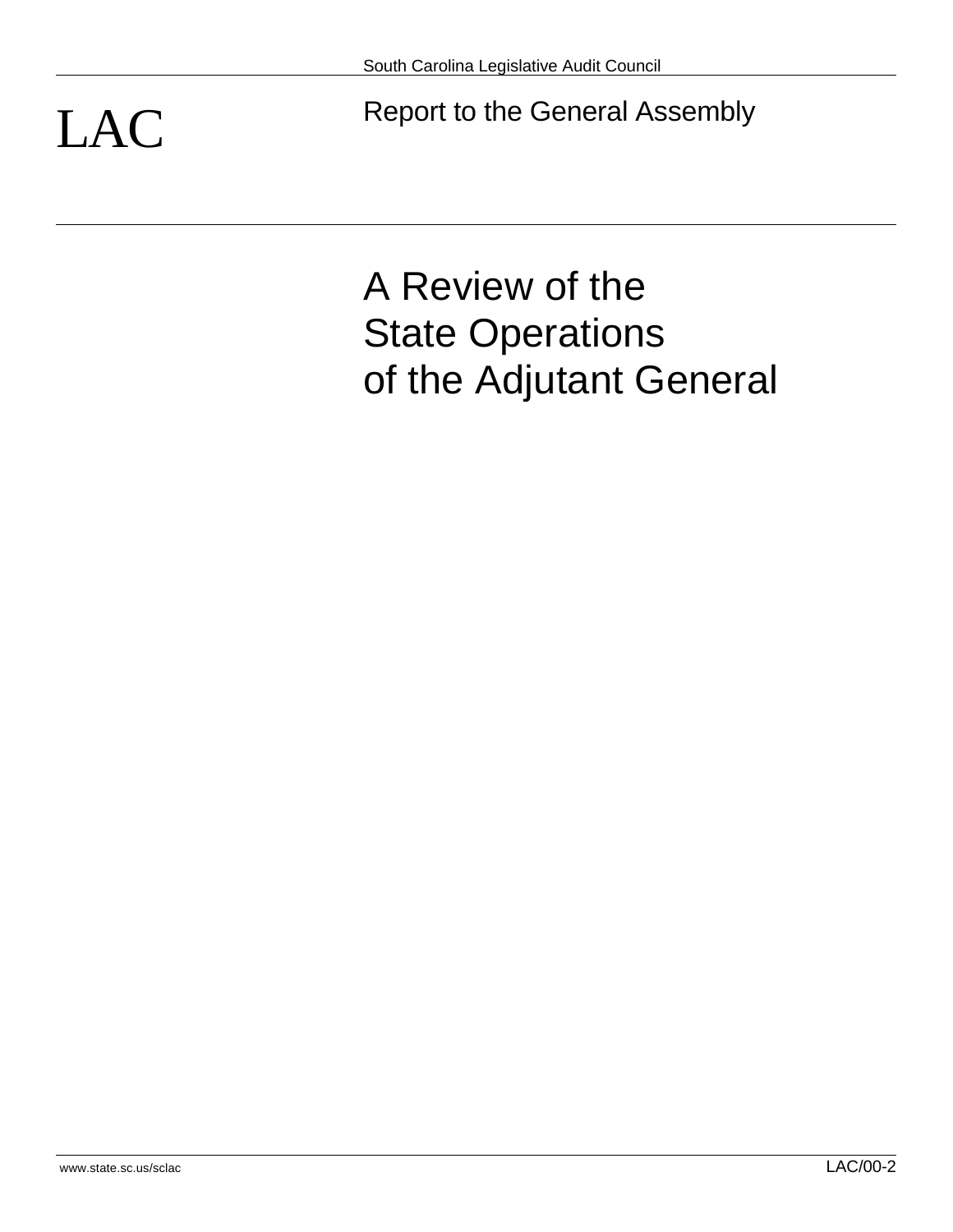South Carolina Legislative Audit Council

LAC

Report to the General Assembly

# A Review of the State Operations of the Adjutant General

www.state.sc.us/sclac

LAC/00-2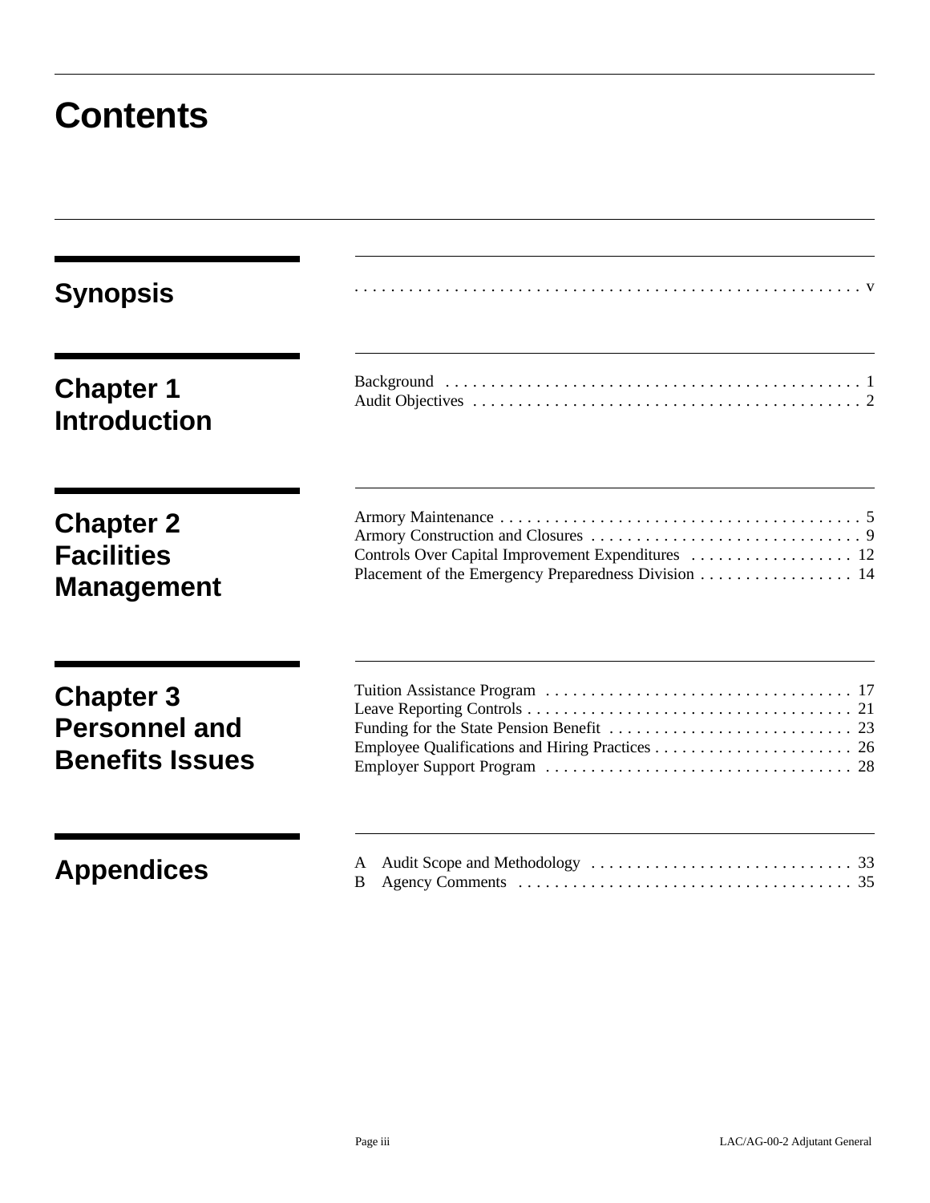# Contents

## Synopsis

. . . . . . . . . . . . . . . . . . . . . . . . . . . . . . . . . . . . . . . . . . . . . . . . . . . . . . . . v

## Chapter 1 Introduction

Background . . . . . . . . . . . . . . . . . . . . . . . . . . . . . . . . . . . . . . . . . . . . . . 1
Audit Objectives . . . . . . . . . . . . . . . . . . . . . . . . . . . . . . . . . . . . . . . . . . . 2

## Chapter 2 Facilities Management

Armory Maintenance . . . . . . . . . . . . . . . . . . . . . . . . . . . . . . . . . . . . . . . . 5
Armory Construction and Closures . . . . . . . . . . . . . . . . . . . . . . . . . . . . . . 9
Controls Over Capital Improvement Expenditures . . . . . . . . . . . . . . . . . . 12
Placement of the Emergency Preparedness Division . . . . . . . . . . . . . . . . . 14

## Chapter 3 Personnel and Benefits Issues

Tuition Assistance Program . . . . . . . . . . . . . . . . . . . . . . . . . . . . . . . . . . 17
Leave Reporting Controls . . . . . . . . . . . . . . . . . . . . . . . . . . . . . . . . . . . . 21
Funding for the State Pension Benefit . . . . . . . . . . . . . . . . . . . . . . . . . . . 23
Employee Qualifications and Hiring Practices . . . . . . . . . . . . . . . . . . . . . . 26
Employer Support Program . . . . . . . . . . . . . . . . . . . . . . . . . . . . . . . . . . 28

## Appendices

A Audit Scope and Methodology . . . . . . . . . . . . . . . . . . . . . . . . . . . . . 33
B Agency Comments . . . . . . . . . . . . . . . . . . . . . . . . . . . . . . . . . . . . . 35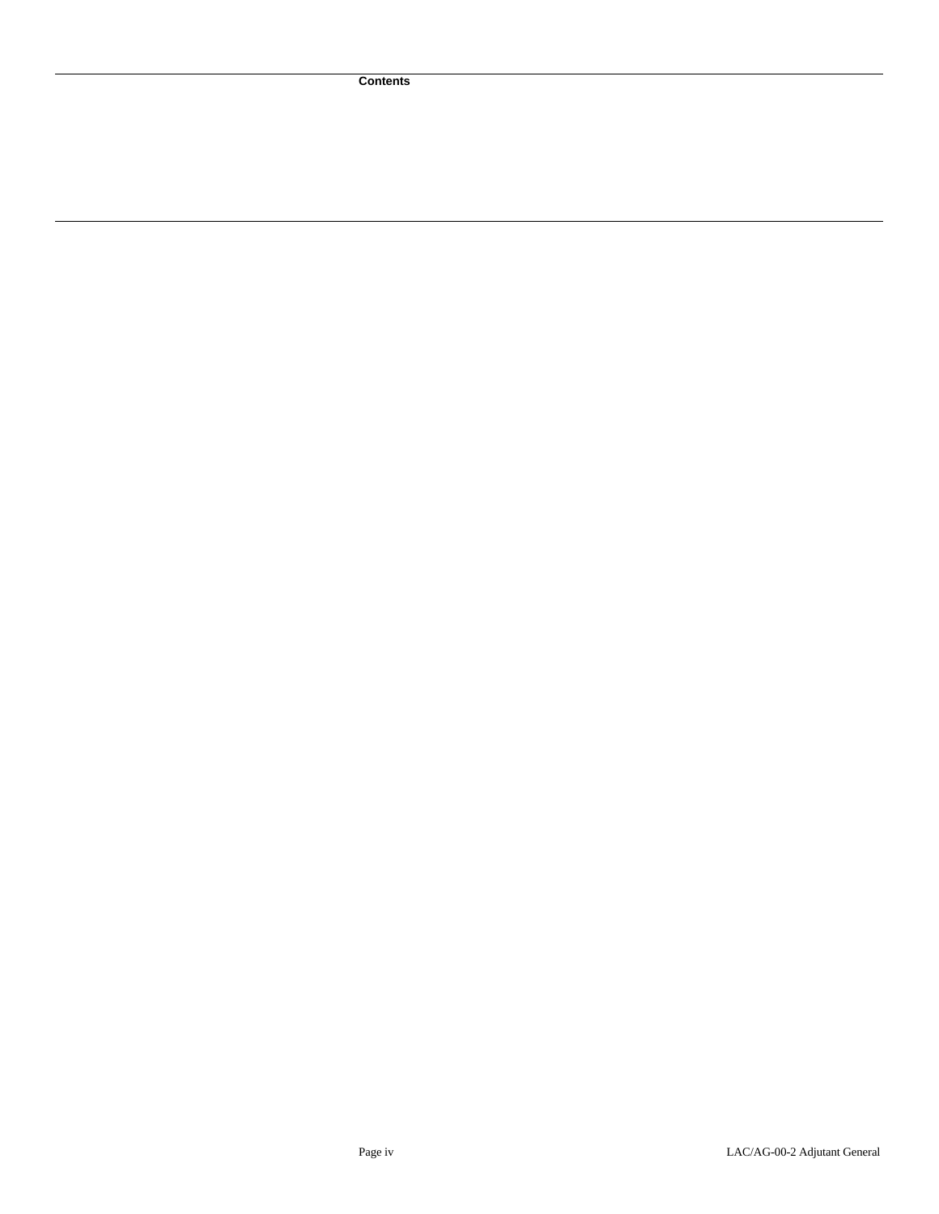**Contents**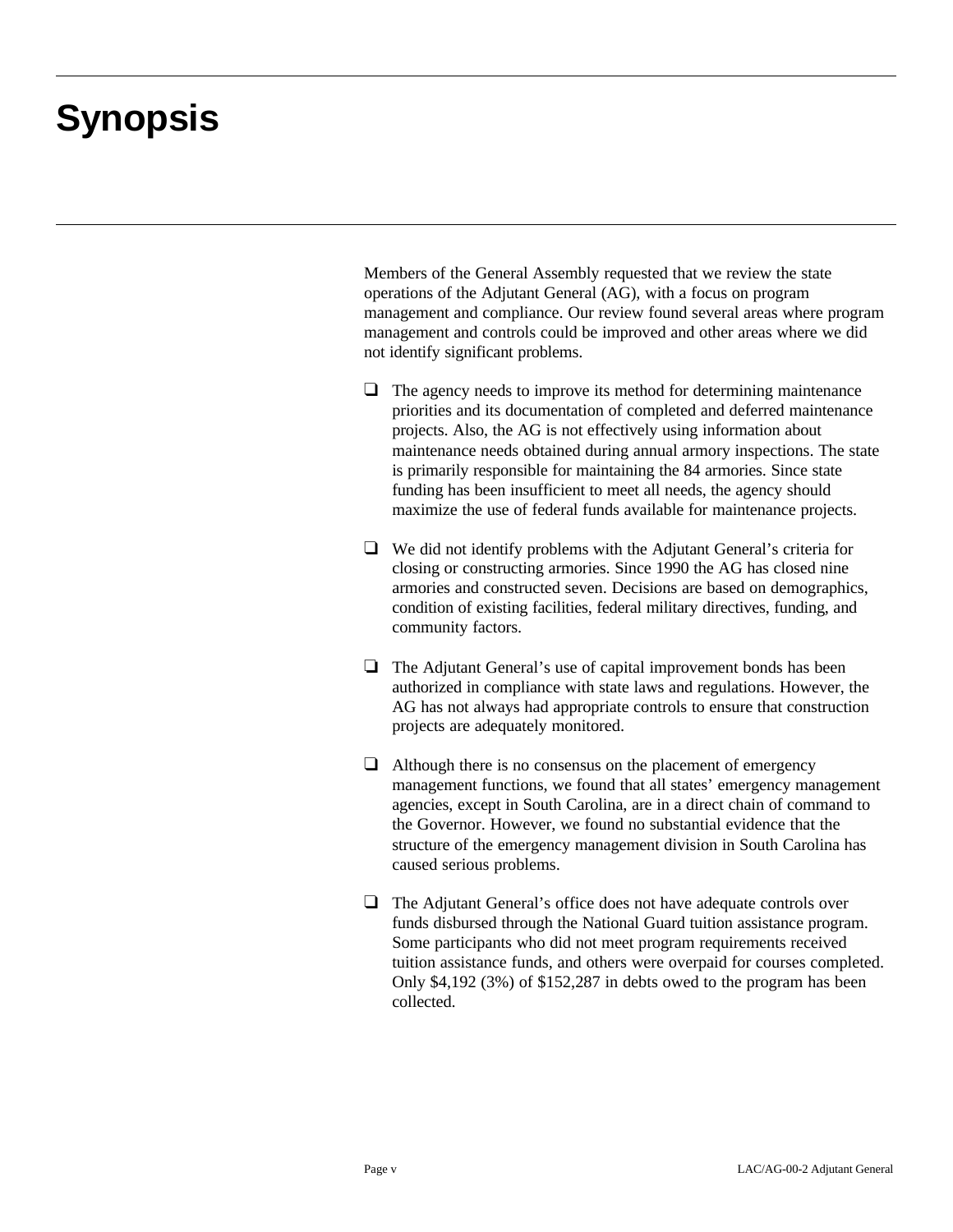# Synopsis

Members of the General Assembly requested that we review the state operations of the Adjutant General (AG), with a focus on program management and compliance. Our review found several areas where program management and controls could be improved and other areas where we did not identify significant problems.

- The agency needs to improve its method for determining maintenance priorities and its documentation of completed and deferred maintenance projects. Also, the AG is not effectively using information about maintenance needs obtained during annual armory inspections. The state is primarily responsible for maintaining the 84 armories. Since state funding has been insufficient to meet all needs, the agency should maximize the use of federal funds available for maintenance projects.

- We did not identify problems with the Adjutant General's criteria for closing or constructing armories. Since 1990 the AG has closed nine armories and constructed seven. Decisions are based on demographics, condition of existing facilities, federal military directives, funding, and community factors.

- The Adjutant General's use of capital improvement bonds has been authorized in compliance with state laws and regulations. However, the AG has not always had appropriate controls to ensure that construction projects are adequately monitored.

- Although there is no consensus on the placement of emergency management functions, we found that all states' emergency management agencies, except in South Carolina, are in a direct chain of command to the Governor. However, we found no substantial evidence that the structure of the emergency management division in South Carolina has caused serious problems.

- The Adjutant General's office does not have adequate controls over funds disbursed through the National Guard tuition assistance program. Some participants who did not meet program requirements received tuition assistance funds, and others were overpaid for courses completed. Only $4,192 (3%) of $152,287 in debts owed to the program has been collected.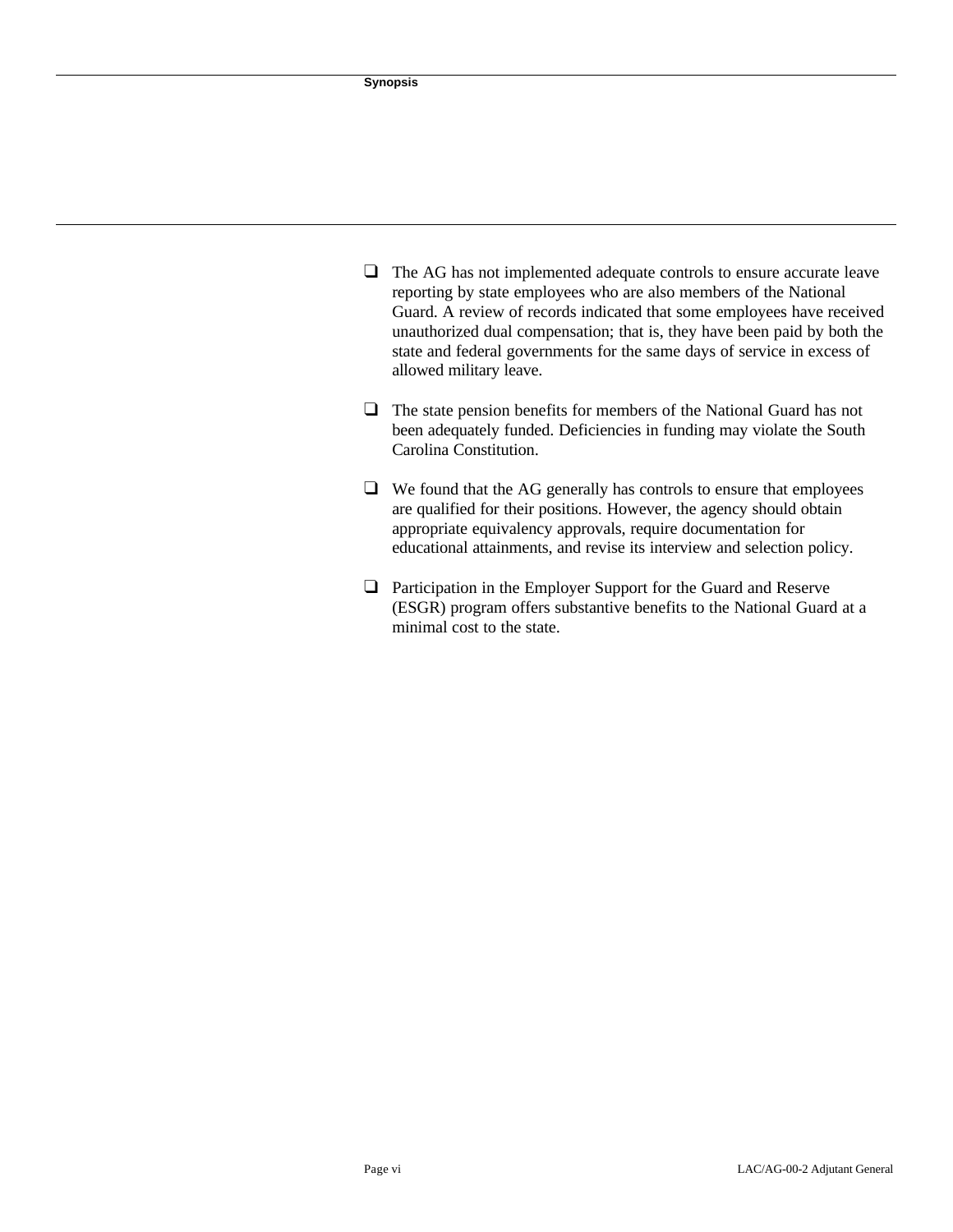## Synopsis

- The AG has not implemented adequate controls to ensure accurate leave reporting by state employees who are also members of the National Guard. A review of records indicated that some employees have received unauthorized dual compensation; that is, they have been paid by both the state and federal governments for the same days of service in excess of allowed military leave.

- The state pension benefits for members of the National Guard has not been adequately funded. Deficiencies in funding may violate the South Carolina Constitution.

- We found that the AG generally has controls to ensure that employees are qualified for their positions. However, the agency should obtain appropriate equivalency approvals, require documentation for educational attainments, and revise its interview and selection policy.

- Participation in the Employer Support for the Guard and Reserve (ESGR) program offers substantive benefits to the National Guard at a minimal cost to the state.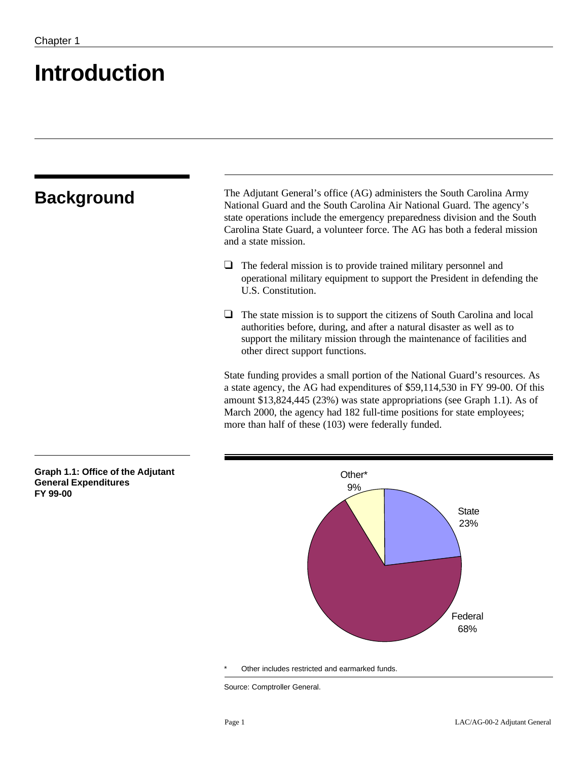Chapter 1

# Introduction

## Background

The Adjutant General's office (AG) administers the South Carolina Army National Guard and the South Carolina Air National Guard. The agency's state operations include the emergency preparedness division and the South Carolina State Guard, a volunteer force. The AG has both a federal mission and a state mission.

- The federal mission is to provide trained military personnel and operational military equipment to support the President in defending the U.S. Constitution.
- The state mission is to support the citizens of South Carolina and local authorities before, during, and after a natural disaster as well as to support the military mission through the maintenance of facilities and other direct support functions.

State funding provides a small portion of the National Guard's resources. As a state agency, the AG had expenditures of $59,114,530 in FY 99-00. Of this amount $13,824,445 (23%) was state appropriations (see Graph 1.1). As of March 2000, the agency had 182 full-time positions for state employees; more than half of these (103) were federally funded.

**Graph 1.1: Office of the Adjutant General Expenditures FY 99-00**

| Source | Percent |
|---|---|
| State | 23% |
| Federal | 68% |
| Other* | 9% |

\* Other includes restricted and earmarked funds.

Source: Comptroller General.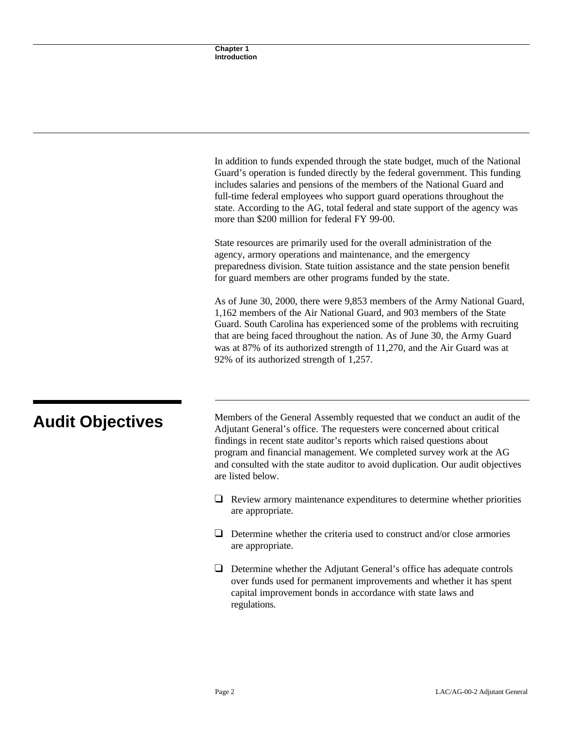In addition to funds expended through the state budget, much of the National Guard's operation is funded directly by the federal government. This funding includes salaries and pensions of the members of the National Guard and full-time federal employees who support guard operations throughout the state. According to the AG, total federal and state support of the agency was more than $200 million for federal FY 99-00.

State resources are primarily used for the overall administration of the agency, armory operations and maintenance, and the emergency preparedness division. State tuition assistance and the state pension benefit for guard members are other programs funded by the state.

As of June 30, 2000, there were 9,853 members of the Army National Guard, 1,162 members of the Air National Guard, and 903 members of the State Guard. South Carolina has experienced some of the problems with recruiting that are being faced throughout the nation. As of June 30, the Army Guard was at 87% of its authorized strength of 11,270, and the Air Guard was at 92% of its authorized strength of 1,257.

## Audit Objectives

Members of the General Assembly requested that we conduct an audit of the Adjutant General's office. The requesters were concerned about critical findings in recent state auditor's reports which raised questions about program and financial management. We completed survey work at the AG and consulted with the state auditor to avoid duplication. Our audit objectives are listed below.

- Review armory maintenance expenditures to determine whether priorities are appropriate.
- Determine whether the criteria used to construct and/or close armories are appropriate.
- Determine whether the Adjutant General's office has adequate controls over funds used for permanent improvements and whether it has spent capital improvement bonds in accordance with state laws and regulations.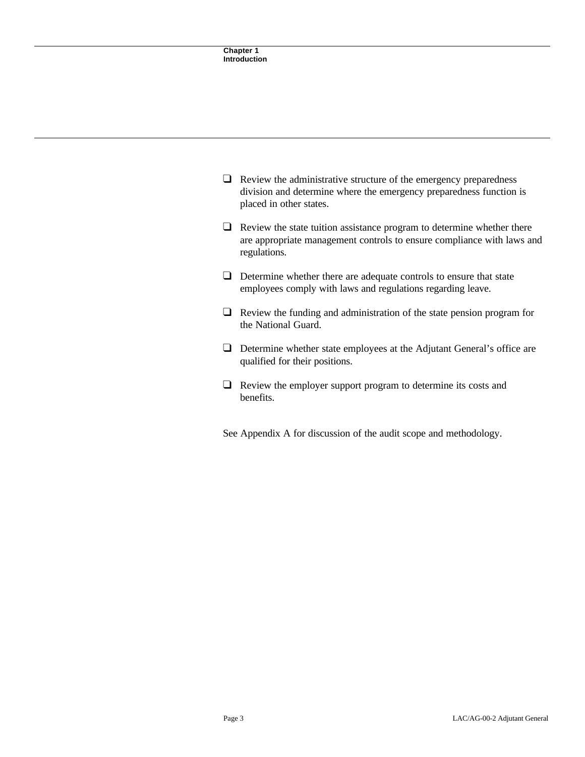- Review the administrative structure of the emergency preparedness division and determine where the emergency preparedness function is placed in other states.
- Review the state tuition assistance program to determine whether there are appropriate management controls to ensure compliance with laws and regulations.
- Determine whether there are adequate controls to ensure that state employees comply with laws and regulations regarding leave.
- Review the funding and administration of the state pension program for the National Guard.
- Determine whether state employees at the Adjutant General's office are qualified for their positions.
- Review the employer support program to determine its costs and benefits.

See Appendix A for discussion of the audit scope and methodology.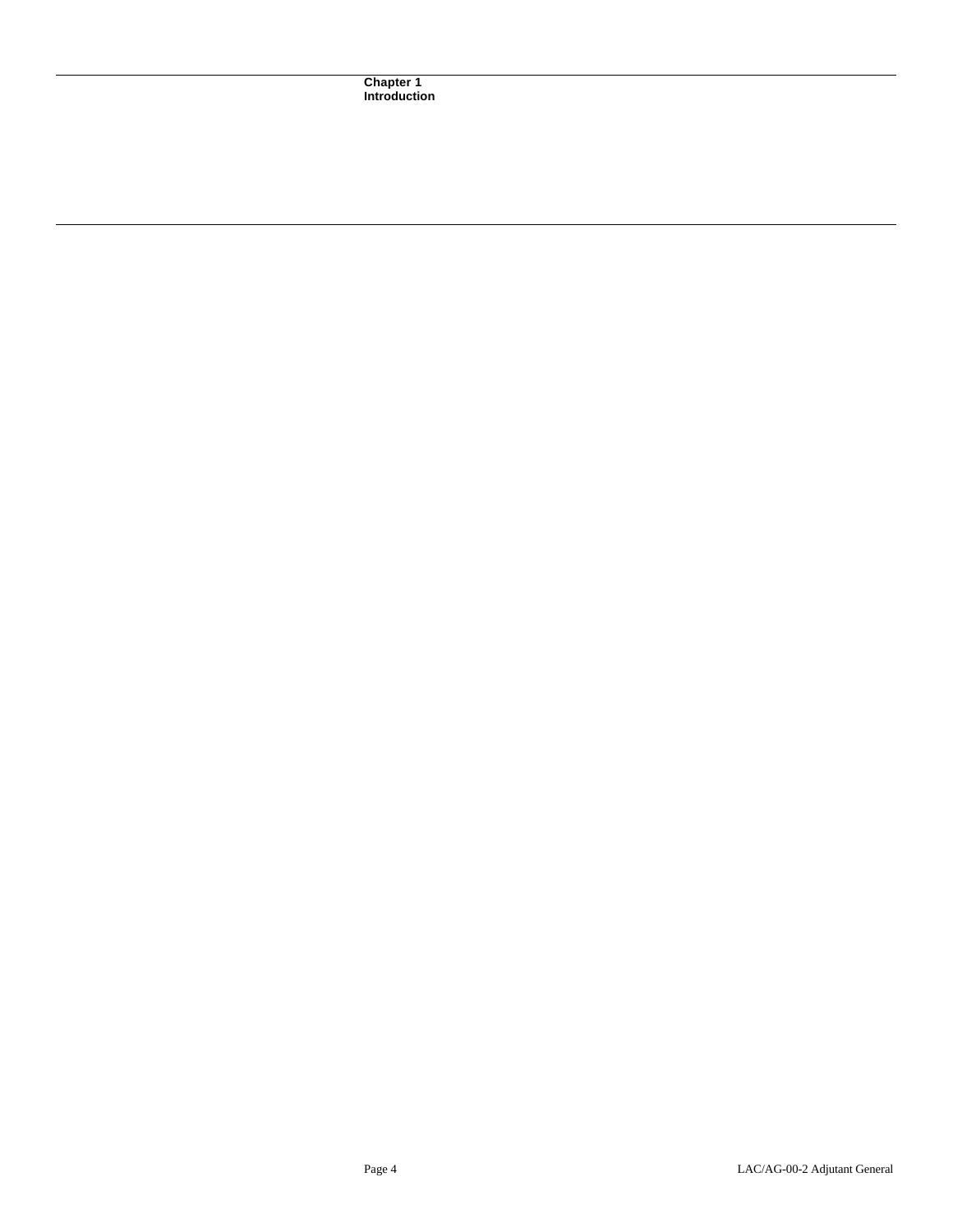# Chapter 1
# Introduction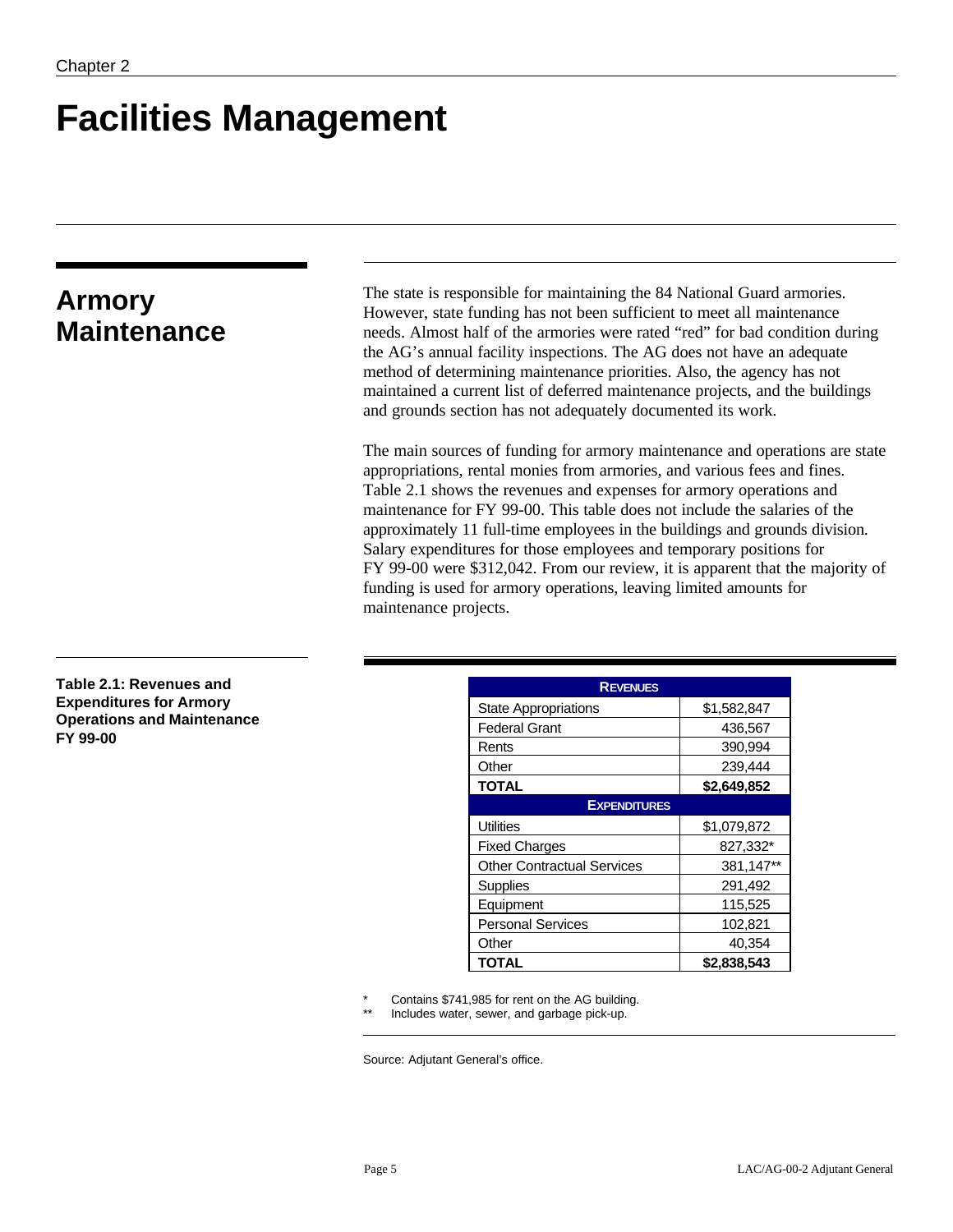Chapter 2

# Facilities Management

## Armory Maintenance

The state is responsible for maintaining the 84 National Guard armories. However, state funding has not been sufficient to meet all maintenance needs. Almost half of the armories were rated "red" for bad condition during the AG's annual facility inspections. The AG does not have an adequate method of determining maintenance priorities. Also, the agency has not maintained a current list of deferred maintenance projects, and the buildings and grounds section has not adequately documented its work.

The main sources of funding for armory maintenance and operations are state appropriations, rental monies from armories, and various fees and fines. Table 2.1 shows the revenues and expenses for armory operations and maintenance for FY 99-00. This table does not include the salaries of the approximately 11 full-time employees in the buildings and grounds division. Salary expenditures for those employees and temporary positions for FY 99-00 were $312,042. From our review, it is apparent that the majority of funding is used for armory operations, leaving limited amounts for maintenance projects.

**Table 2.1: Revenues and Expenditures for Armory Operations and Maintenance FY 99-00**

| REVENUES | |
|---|---|
| State Appropriations | $1,582,847 |
| Federal Grant | 436,567 |
| Rents | 390,994 |
| Other | 239,444 |
| **TOTAL** | **$2,649,852** |
| **EXPENDITURES** | |
| Utilities | $1,079,872 |
| Fixed Charges | 827,332* |
| Other Contractual Services | 381,147** |
| Supplies | 291,492 |
| Equipment | 115,525 |
| Personal Services | 102,821 |
| Other | 40,354 |
| **TOTAL** | **$2,838,543** |

\* Contains $741,985 for rent on the AG building.

\*\* Includes water, sewer, and garbage pick-up.

Source: Adjutant General's office.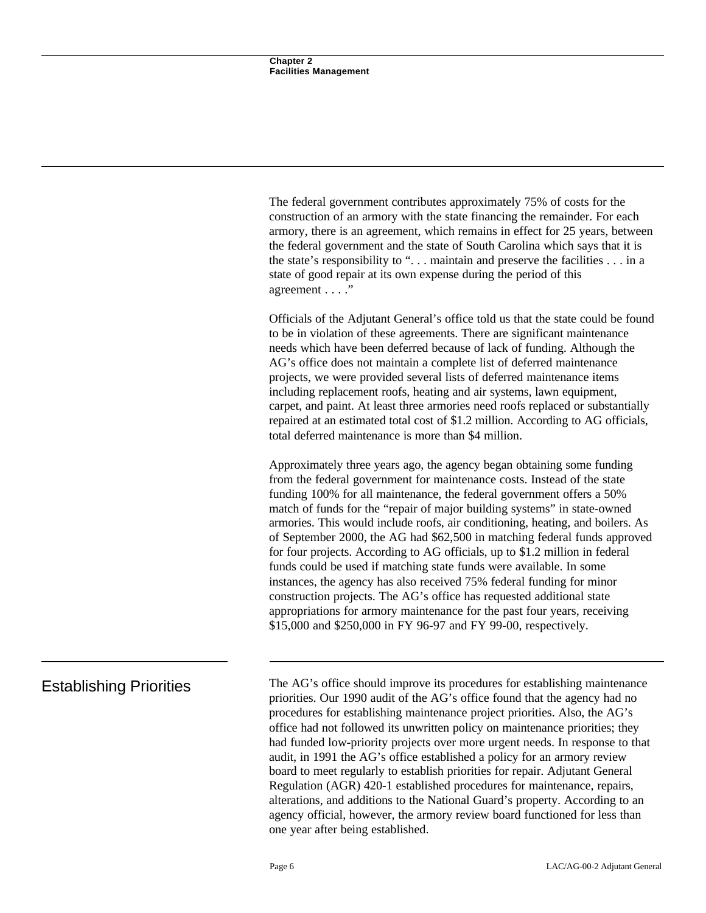The federal government contributes approximately 75% of costs for the construction of an armory with the state financing the remainder. For each armory, there is an agreement, which remains in effect for 25 years, between the federal government and the state of South Carolina which says that it is the state's responsibility to ". . . maintain and preserve the facilities . . . in a state of good repair at its own expense during the period of this agreement . . . ."

Officials of the Adjutant General's office told us that the state could be found to be in violation of these agreements. There are significant maintenance needs which have been deferred because of lack of funding. Although the AG's office does not maintain a complete list of deferred maintenance projects, we were provided several lists of deferred maintenance items including replacement roofs, heating and air systems, lawn equipment, carpet, and paint. At least three armories need roofs replaced or substantially repaired at an estimated total cost of $1.2 million. According to AG officials, total deferred maintenance is more than $4 million.

Approximately three years ago, the agency began obtaining some funding from the federal government for maintenance costs. Instead of the state funding 100% for all maintenance, the federal government offers a 50% match of funds for the "repair of major building systems" in state-owned armories. This would include roofs, air conditioning, heating, and boilers. As of September 2000, the AG had $62,500 in matching federal funds approved for four projects. According to AG officials, up to $1.2 million in federal funds could be used if matching state funds were available. In some instances, the agency has also received 75% federal funding for minor construction projects. The AG's office has requested additional state appropriations for armory maintenance for the past four years, receiving $15,000 and $250,000 in FY 96-97 and FY 99-00, respectively.

## Establishing Priorities

The AG's office should improve its procedures for establishing maintenance priorities. Our 1990 audit of the AG's office found that the agency had no procedures for establishing maintenance project priorities. Also, the AG's office had not followed its unwritten policy on maintenance priorities; they had funded low-priority projects over more urgent needs. In response to that audit, in 1991 the AG's office established a policy for an armory review board to meet regularly to establish priorities for repair. Adjutant General Regulation (AGR) 420-1 established procedures for maintenance, repairs, alterations, and additions to the National Guard's property. According to an agency official, however, the armory review board functioned for less than one year after being established.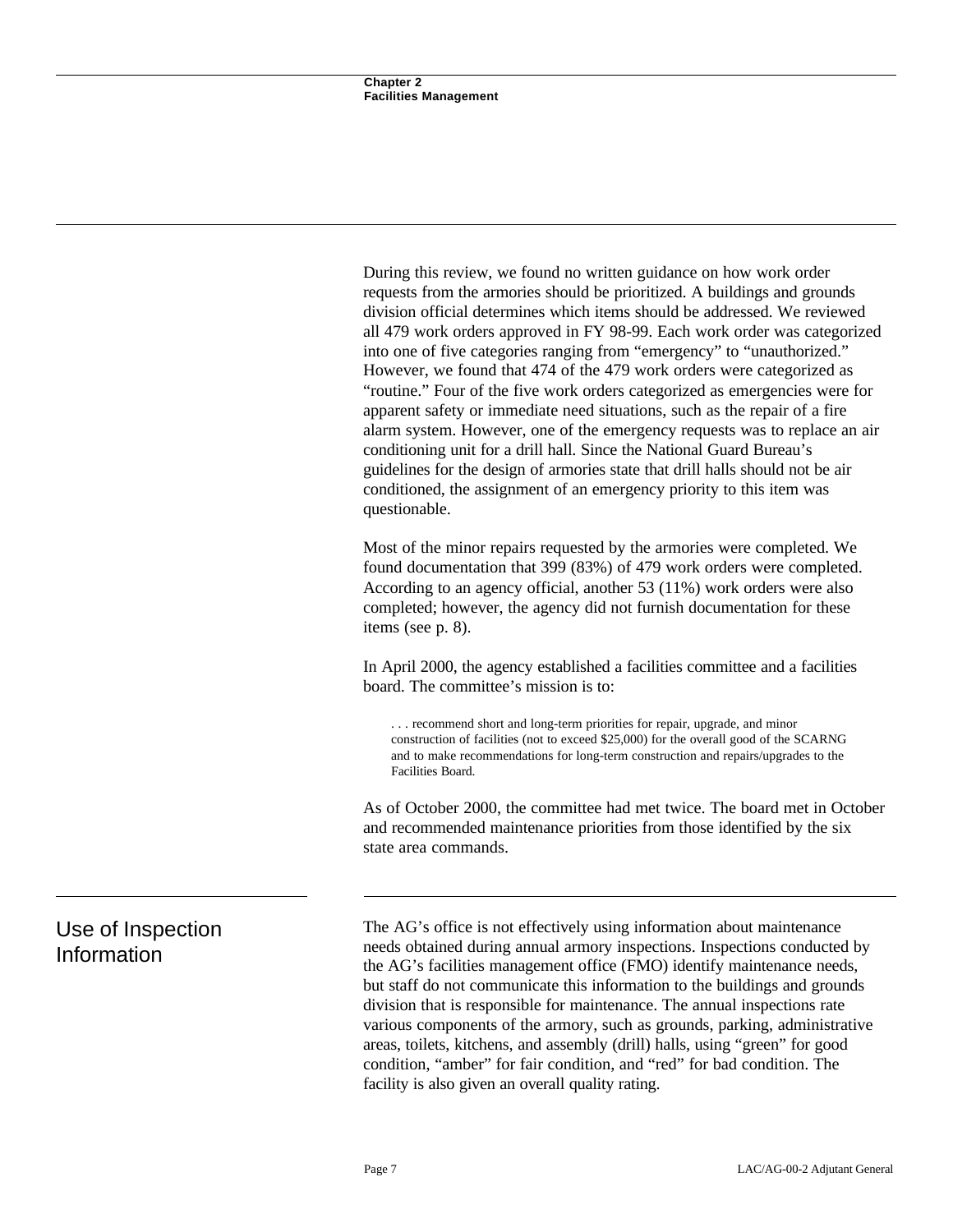During this review, we found no written guidance on how work order requests from the armories should be prioritized. A buildings and grounds division official determines which items should be addressed. We reviewed all 479 work orders approved in FY 98-99. Each work order was categorized into one of five categories ranging from “emergency” to “unauthorized.” However, we found that 474 of the 479 work orders were categorized as “routine.” Four of the five work orders categorized as emergencies were for apparent safety or immediate need situations, such as the repair of a fire alarm system. However, one of the emergency requests was to replace an air conditioning unit for a drill hall. Since the National Guard Bureau’s guidelines for the design of armories state that drill halls should not be air conditioned, the assignment of an emergency priority to this item was questionable.

Most of the minor repairs requested by the armories were completed. We found documentation that 399 (83%) of 479 work orders were completed. According to an agency official, another 53 (11%) work orders were also completed; however, the agency did not furnish documentation for these items (see p. 8).

In April 2000, the agency established a facilities committee and a facilities board. The committee’s mission is to:

> . . . recommend short and long-term priorities for repair, upgrade, and minor construction of facilities (not to exceed $25,000) for the overall good of the SCARNG and to make recommendations for long-term construction and repairs/upgrades to the Facilities Board.

As of October 2000, the committee had met twice. The board met in October and recommended maintenance priorities from those identified by the six state area commands.

## Use of Inspection Information

The AG’s office is not effectively using information about maintenance needs obtained during annual armory inspections. Inspections conducted by the AG’s facilities management office (FMO) identify maintenance needs, but staff do not communicate this information to the buildings and grounds division that is responsible for maintenance. The annual inspections rate various components of the armory, such as grounds, parking, administrative areas, toilets, kitchens, and assembly (drill) halls, using “green” for good condition, “amber” for fair condition, and “red” for bad condition. The facility is also given an overall quality rating.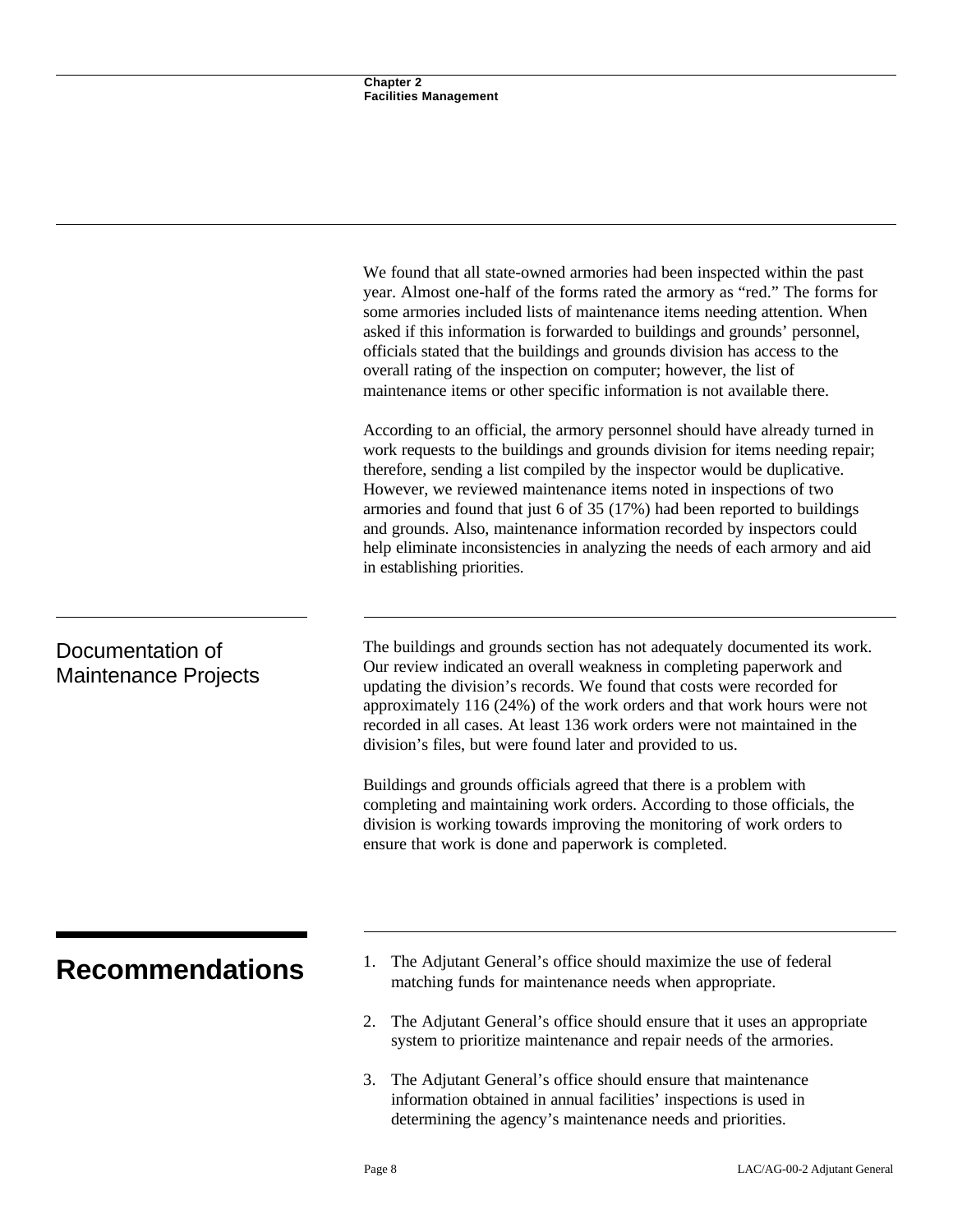We found that all state-owned armories had been inspected within the past year. Almost one-half of the forms rated the armory as “red.” The forms for some armories included lists of maintenance items needing attention. When asked if this information is forwarded to buildings and grounds’ personnel, officials stated that the buildings and grounds division has access to the overall rating of the inspection on computer; however, the list of maintenance items or other specific information is not available there.

According to an official, the armory personnel should have already turned in work requests to the buildings and grounds division for items needing repair; therefore, sending a list compiled by the inspector would be duplicative. However, we reviewed maintenance items noted in inspections of two armories and found that just 6 of 35 (17%) had been reported to buildings and grounds. Also, maintenance information recorded by inspectors could help eliminate inconsistencies in analyzing the needs of each armory and aid in establishing priorities.

### Documentation of Maintenance Projects

The buildings and grounds section has not adequately documented its work. Our review indicated an overall weakness in completing paperwork and updating the division’s records. We found that costs were recorded for approximately 116 (24%) of the work orders and that work hours were not recorded in all cases. At least 136 work orders were not maintained in the division’s files, but were found later and provided to us.

Buildings and grounds officials agreed that there is a problem with completing and maintaining work orders. According to those officials, the division is working towards improving the monitoring of work orders to ensure that work is done and paperwork is completed.

## Recommendations

1. The Adjutant General’s office should maximize the use of federal matching funds for maintenance needs when appropriate.

2. The Adjutant General’s office should ensure that it uses an appropriate system to prioritize maintenance and repair needs of the armories.

3. The Adjutant General’s office should ensure that maintenance information obtained in annual facilities’ inspections is used in determining the agency’s maintenance needs and priorities.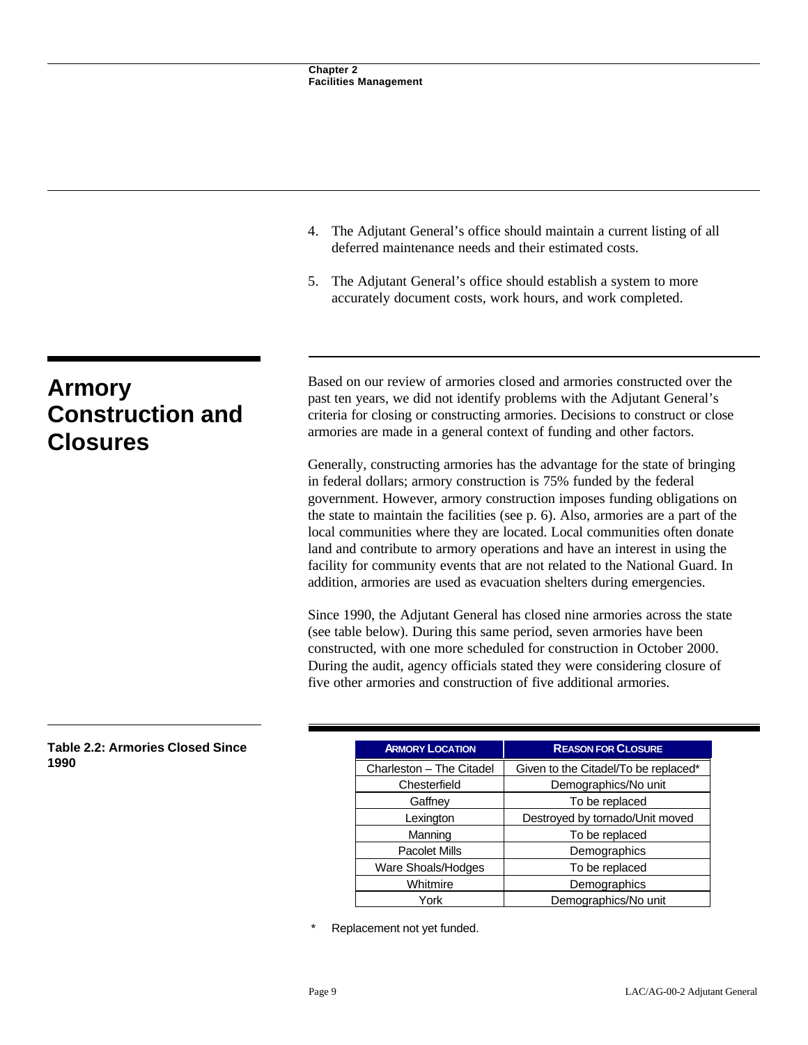4. The Adjutant General's office should maintain a current listing of all deferred maintenance needs and their estimated costs.

5. The Adjutant General's office should establish a system to more accurately document costs, work hours, and work completed.

## Armory Construction and Closures

Based on our review of armories closed and armories constructed over the past ten years, we did not identify problems with the Adjutant General's criteria for closing or constructing armories. Decisions to construct or close armories are made in a general context of funding and other factors.

Generally, constructing armories has the advantage for the state of bringing in federal dollars; armory construction is 75% funded by the federal government. However, armory construction imposes funding obligations on the state to maintain the facilities (see p. 6). Also, armories are a part of the local communities where they are located. Local communities often donate land and contribute to armory operations and have an interest in using the facility for community events that are not related to the National Guard. In addition, armories are used as evacuation shelters during emergencies.

Since 1990, the Adjutant General has closed nine armories across the state (see table below). During this same period, seven armories have been constructed, with one more scheduled for construction in October 2000. During the audit, agency officials stated they were considering closure of five other armories and construction of five additional armories.

**Table 2.2: Armories Closed Since 1990**

| Armory Location | Reason for Closure |
|---|---|
| Charleston – The Citadel | Given to the Citadel/To be replaced* |
| Chesterfield | Demographics/No unit |
| Gaffney | To be replaced |
| Lexington | Destroyed by tornado/Unit moved |
| Manning | To be replaced |
| Pacolet Mills | Demographics |
| Ware Shoals/Hodges | To be replaced |
| Whitmire | Demographics |
| York | Demographics/No unit |

\* Replacement not yet funded.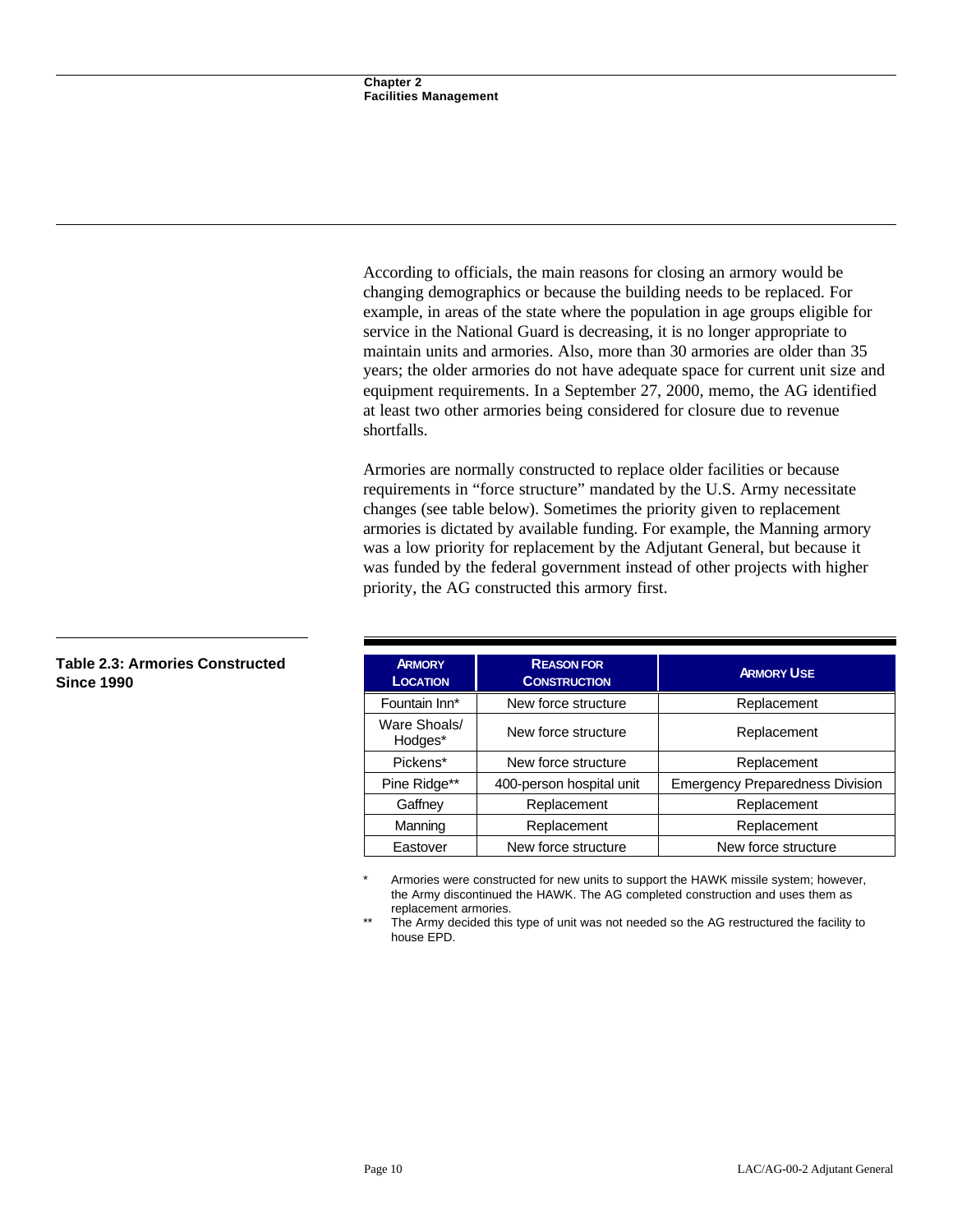According to officials, the main reasons for closing an armory would be changing demographics or because the building needs to be replaced. For example, in areas of the state where the population in age groups eligible for service in the National Guard is decreasing, it is no longer appropriate to maintain units and armories. Also, more than 30 armories are older than 35 years; the older armories do not have adequate space for current unit size and equipment requirements. In a September 27, 2000, memo, the AG identified at least two other armories being considered for closure due to revenue shortfalls.

Armories are normally constructed to replace older facilities or because requirements in "force structure" mandated by the U.S. Army necessitate changes (see table below). Sometimes the priority given to replacement armories is dictated by available funding. For example, the Manning armory was a low priority for replacement by the Adjutant General, but because it was funded by the federal government instead of other projects with higher priority, the AG constructed this armory first.

**Table 2.3: Armories Constructed Since 1990**

| Armory Location | Reason for Construction | Armory Use |
|---|---|---|
| Fountain Inn* | New force structure | Replacement |
| Ware Shoals/ Hodges* | New force structure | Replacement |
| Pickens* | New force structure | Replacement |
| Pine Ridge** | 400-person hospital unit | Emergency Preparedness Division |
| Gaffney | Replacement | Replacement |
| Manning | Replacement | Replacement |
| Eastover | New force structure | New force structure |

\* Armories were constructed for new units to support the HAWK missile system; however, the Army discontinued the HAWK. The AG completed construction and uses them as replacement armories.

\*\* The Army decided this type of unit was not needed so the AG restructured the facility to house EPD.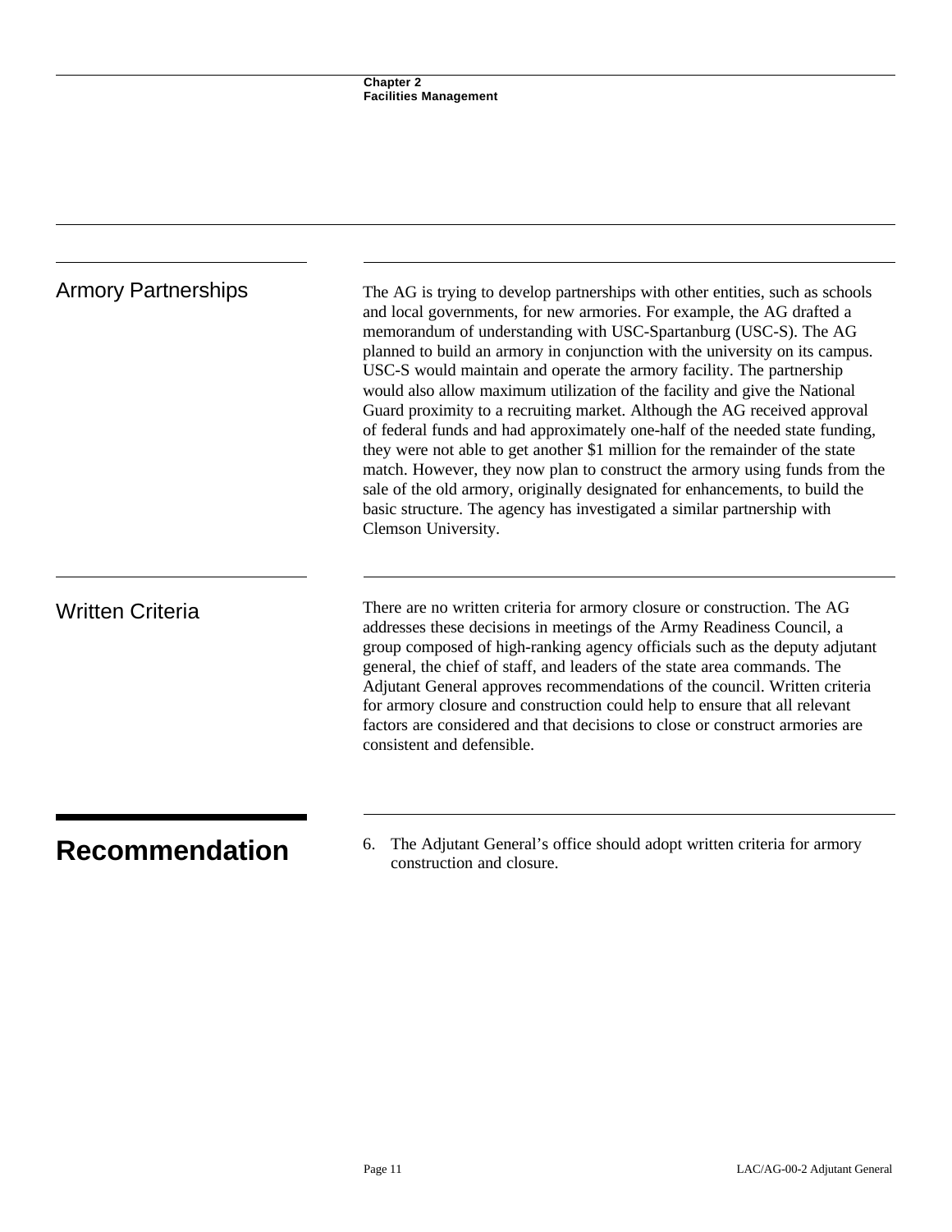## Armory Partnerships

The AG is trying to develop partnerships with other entities, such as schools and local governments, for new armories. For example, the AG drafted a memorandum of understanding with USC-Spartanburg (USC-S). The AG planned to build an armory in conjunction with the university on its campus. USC-S would maintain and operate the armory facility. The partnership would also allow maximum utilization of the facility and give the National Guard proximity to a recruiting market. Although the AG received approval of federal funds and had approximately one-half of the needed state funding, they were not able to get another $1 million for the remainder of the state match. However, they now plan to construct the armory using funds from the sale of the old armory, originally designated for enhancements, to build the basic structure. The agency has investigated a similar partnership with Clemson University.

## Written Criteria

There are no written criteria for armory closure or construction. The AG addresses these decisions in meetings of the Army Readiness Council, a group composed of high-ranking agency officials such as the deputy adjutant general, the chief of staff, and leaders of the state area commands. The Adjutant General approves recommendations of the council. Written criteria for armory closure and construction could help to ensure that all relevant factors are considered and that decisions to close or construct armories are consistent and defensible.

# Recommendation

6. The Adjutant General's office should adopt written criteria for armory construction and closure.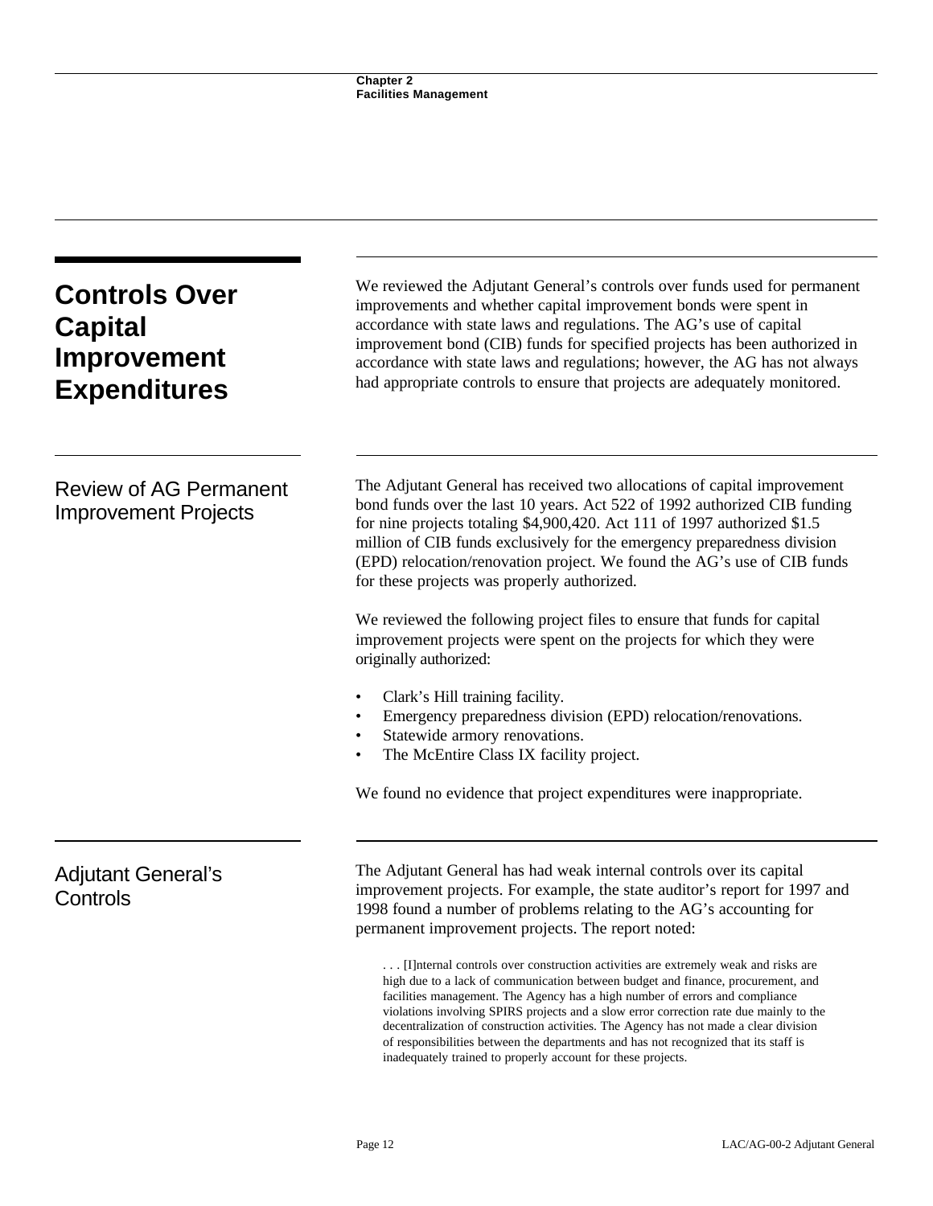## Controls Over Capital Improvement Expenditures

We reviewed the Adjutant General's controls over funds used for permanent improvements and whether capital improvement bonds were spent in accordance with state laws and regulations. The AG's use of capital improvement bond (CIB) funds for specified projects has been authorized in accordance with state laws and regulations; however, the AG has not always had appropriate controls to ensure that projects are adequately monitored.

### Review of AG Permanent Improvement Projects

The Adjutant General has received two allocations of capital improvement bond funds over the last 10 years. Act 522 of 1992 authorized CIB funding for nine projects totaling $4,900,420. Act 111 of 1997 authorized $1.5 million of CIB funds exclusively for the emergency preparedness division (EPD) relocation/renovation project. We found the AG's use of CIB funds for these projects was properly authorized.

We reviewed the following project files to ensure that funds for capital improvement projects were spent on the projects for which they were originally authorized:

- Clark's Hill training facility.
- Emergency preparedness division (EPD) relocation/renovations.
- Statewide armory renovations.
- The McEntire Class IX facility project.

We found no evidence that project expenditures were inappropriate.

### Adjutant General's Controls

The Adjutant General has had weak internal controls over its capital improvement projects. For example, the state auditor's report for 1997 and 1998 found a number of problems relating to the AG's accounting for permanent improvement projects. The report noted:

> . . . [I]nternal controls over construction activities are extremely weak and risks are high due to a lack of communication between budget and finance, procurement, and facilities management. The Agency has a high number of errors and compliance violations involving SPIRS projects and a slow error correction rate due mainly to the decentralization of construction activities. The Agency has not made a clear division of responsibilities between the departments and has not recognized that its staff is inadequately trained to properly account for these projects.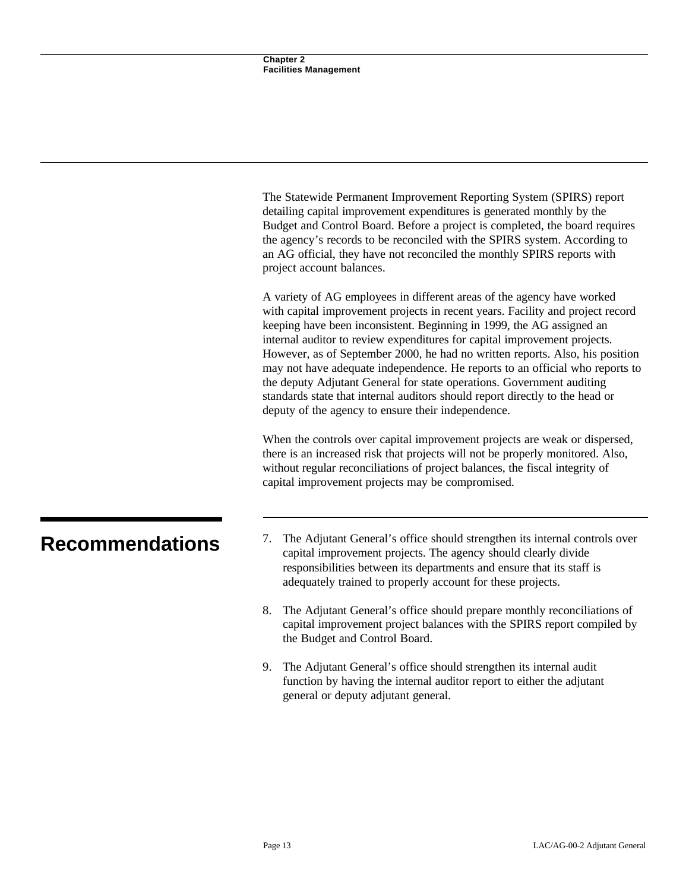The Statewide Permanent Improvement Reporting System (SPIRS) report detailing capital improvement expenditures is generated monthly by the Budget and Control Board. Before a project is completed, the board requires the agency's records to be reconciled with the SPIRS system. According to an AG official, they have not reconciled the monthly SPIRS reports with project account balances.

A variety of AG employees in different areas of the agency have worked with capital improvement projects in recent years. Facility and project record keeping have been inconsistent. Beginning in 1999, the AG assigned an internal auditor to review expenditures for capital improvement projects. However, as of September 2000, he had no written reports. Also, his position may not have adequate independence. He reports to an official who reports to the deputy Adjutant General for state operations. Government auditing standards state that internal auditors should report directly to the head or deputy of the agency to ensure their independence.

When the controls over capital improvement projects are weak or dispersed, there is an increased risk that projects will not be properly monitored. Also, without regular reconciliations of project balances, the fiscal integrity of capital improvement projects may be compromised.

## Recommendations

7. The Adjutant General's office should strengthen its internal controls over capital improvement projects. The agency should clearly divide responsibilities between its departments and ensure that its staff is adequately trained to properly account for these projects.

8. The Adjutant General's office should prepare monthly reconciliations of capital improvement project balances with the SPIRS report compiled by the Budget and Control Board.

9. The Adjutant General's office should strengthen its internal audit function by having the internal auditor report to either the adjutant general or deputy adjutant general.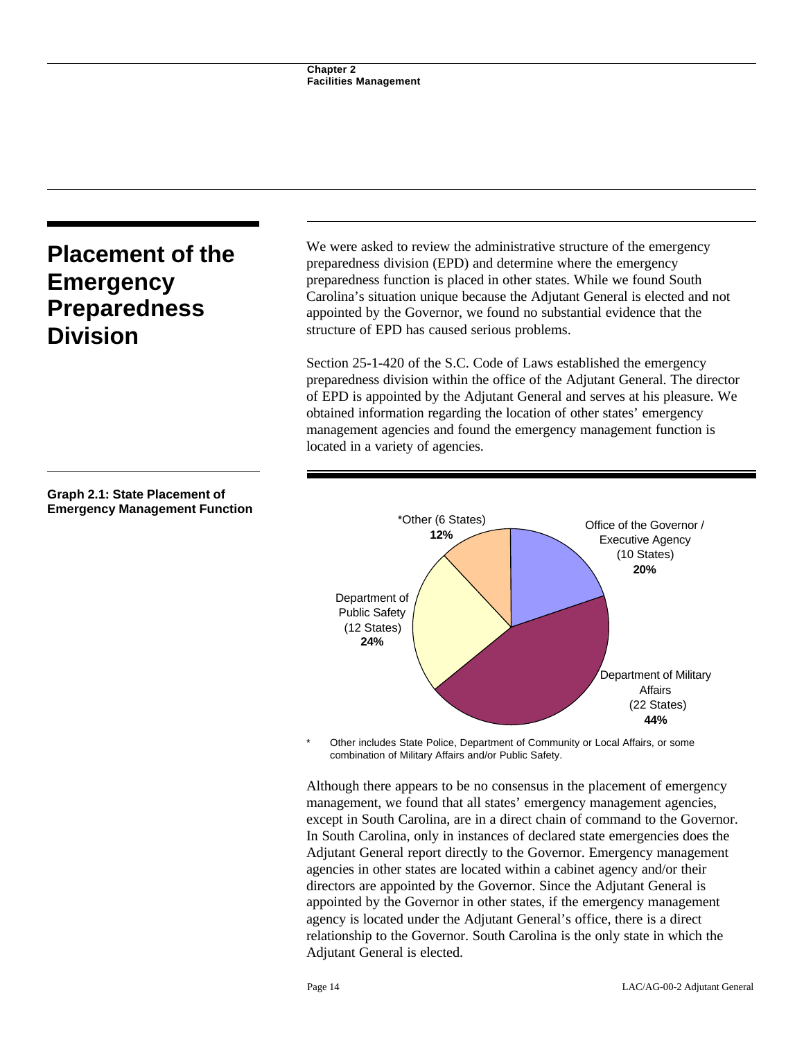## Placement of the Emergency Preparedness Division

We were asked to review the administrative structure of the emergency preparedness division (EPD) and determine where the emergency preparedness function is placed in other states. While we found South Carolina's situation unique because the Adjutant General is elected and not appointed by the Governor, we found no substantial evidence that the structure of EPD has caused serious problems.

Section 25-1-420 of the S.C. Code of Laws established the emergency preparedness division within the office of the Adjutant General. The director of EPD is appointed by the Adjutant General and serves at his pleasure. We obtained information regarding the location of other states' emergency management agencies and found the emergency management function is located in a variety of agencies.

**Graph 2.1: State Placement of Emergency Management Function**

| Placement | Number of States | Percent |
| --- | --- | --- |
| Office of the Governor / Executive Agency | 10 States | 20% |
| Department of Military Affairs | 22 States | 44% |
| Department of Public Safety | 12 States | 24% |
| *Other | 6 States | 12% |

\* Other includes State Police, Department of Community or Local Affairs, or some combination of Military Affairs and/or Public Safety.

Although there appears to be no consensus in the placement of emergency management, we found that all states' emergency management agencies, except in South Carolina, are in a direct chain of command to the Governor. In South Carolina, only in instances of declared state emergencies does the Adjutant General report directly to the Governor. Emergency management agencies in other states are located within a cabinet agency and/or their directors are appointed by the Governor. Since the Adjutant General is appointed by the Governor in other states, if the emergency management agency is located under the Adjutant General's office, there is a direct relationship to the Governor. South Carolina is the only state in which the Adjutant General is elected.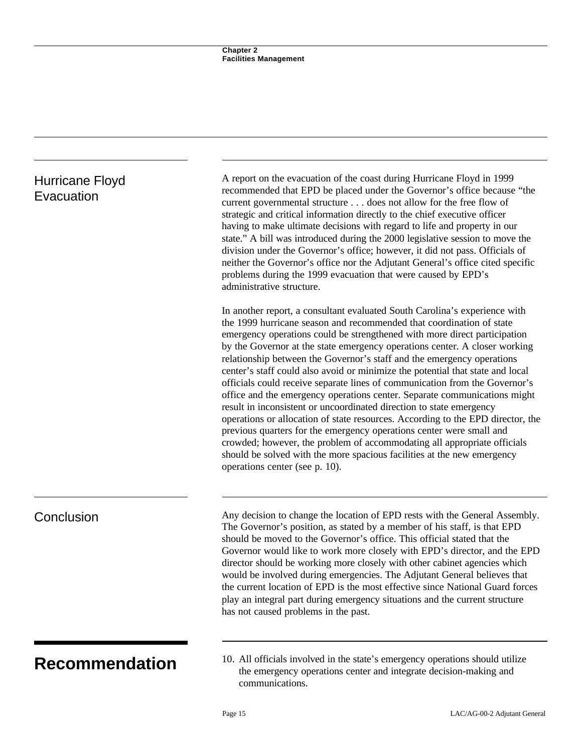## Hurricane Floyd Evacuation

A report on the evacuation of the coast during Hurricane Floyd in 1999 recommended that EPD be placed under the Governor's office because "the current governmental structure . . . does not allow for the free flow of strategic and critical information directly to the chief executive officer having to make ultimate decisions with regard to life and property in our state." A bill was introduced during the 2000 legislative session to move the division under the Governor's office; however, it did not pass. Officials of neither the Governor's office nor the Adjutant General's office cited specific problems during the 1999 evacuation that were caused by EPD's administrative structure.

In another report, a consultant evaluated South Carolina's experience with the 1999 hurricane season and recommended that coordination of state emergency operations could be strengthened with more direct participation by the Governor at the state emergency operations center. A closer working relationship between the Governor's staff and the emergency operations center's staff could also avoid or minimize the potential that state and local officials could receive separate lines of communication from the Governor's office and the emergency operations center. Separate communications might result in inconsistent or uncoordinated direction to state emergency operations or allocation of state resources. According to the EPD director, the previous quarters for the emergency operations center were small and crowded; however, the problem of accommodating all appropriate officials should be solved with the more spacious facilities at the new emergency operations center (see p. 10).

## Conclusion

Any decision to change the location of EPD rests with the General Assembly. The Governor's position, as stated by a member of his staff, is that EPD should be moved to the Governor's office. This official stated that the Governor would like to work more closely with EPD's director, and the EPD director should be working more closely with other cabinet agencies which would be involved during emergencies. The Adjutant General believes that the current location of EPD is the most effective since National Guard forces play an integral part during emergency situations and the current structure has not caused problems in the past.

# Recommendation

10. All officials involved in the state's emergency operations should utilize the emergency operations center and integrate decision-making and communications.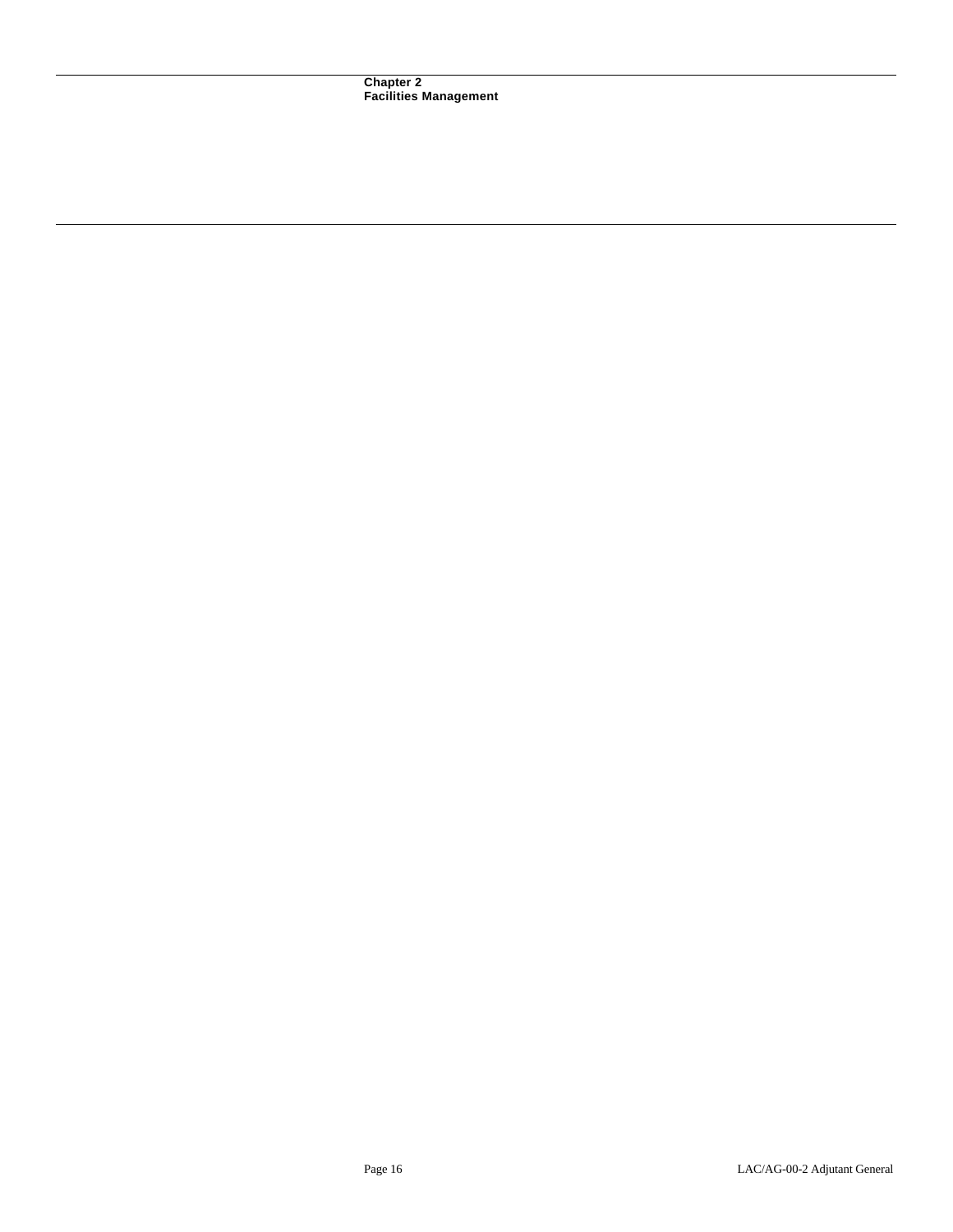# Chapter 2
# Facilities Management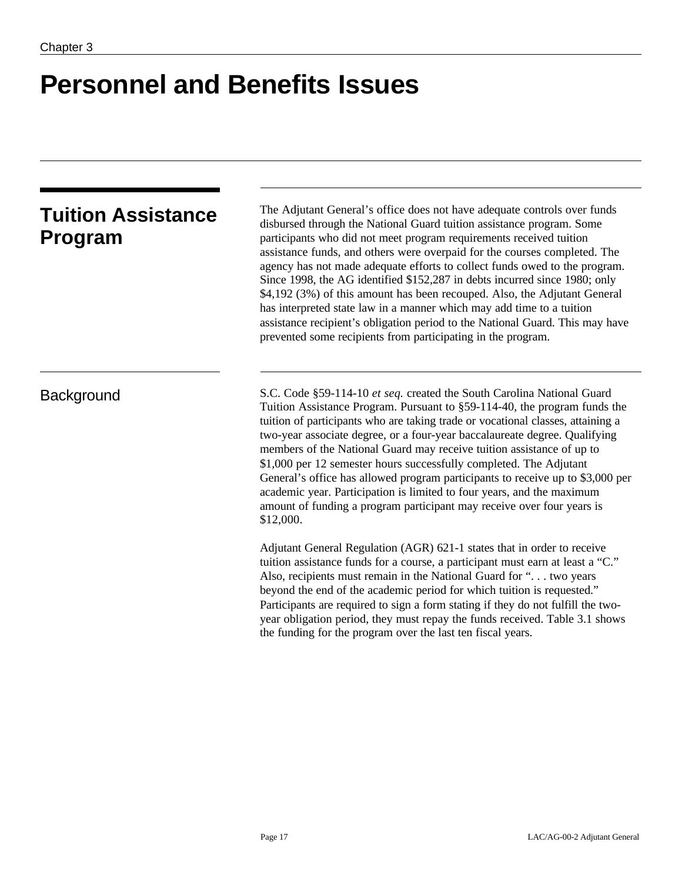# Personnel and Benefits Issues

## Tuition Assistance Program

The Adjutant General's office does not have adequate controls over funds disbursed through the National Guard tuition assistance program. Some participants who did not meet program requirements received tuition assistance funds, and others were overpaid for the courses completed. The agency has not made adequate efforts to collect funds owed to the program. Since 1998, the AG identified $152,287 in debts incurred since 1980; only $4,192 (3%) of this amount has been recouped. Also, the Adjutant General has interpreted state law in a manner which may add time to a tuition assistance recipient's obligation period to the National Guard. This may have prevented some recipients from participating in the program.

### Background

S.C. Code §59-114-10 *et seq.* created the South Carolina National Guard Tuition Assistance Program. Pursuant to §59-114-40, the program funds the tuition of participants who are taking trade or vocational classes, attaining a two-year associate degree, or a four-year baccalaureate degree. Qualifying members of the National Guard may receive tuition assistance of up to $1,000 per 12 semester hours successfully completed. The Adjutant General's office has allowed program participants to receive up to $3,000 per academic year. Participation is limited to four years, and the maximum amount of funding a program participant may receive over four years is $12,000.

Adjutant General Regulation (AGR) 621-1 states that in order to receive tuition assistance funds for a course, a participant must earn at least a "C." Also, recipients must remain in the National Guard for ". . . two years beyond the end of the academic period for which tuition is requested." Participants are required to sign a form stating if they do not fulfill the two-year obligation period, they must repay the funds received. Table 3.1 shows the funding for the program over the last ten fiscal years.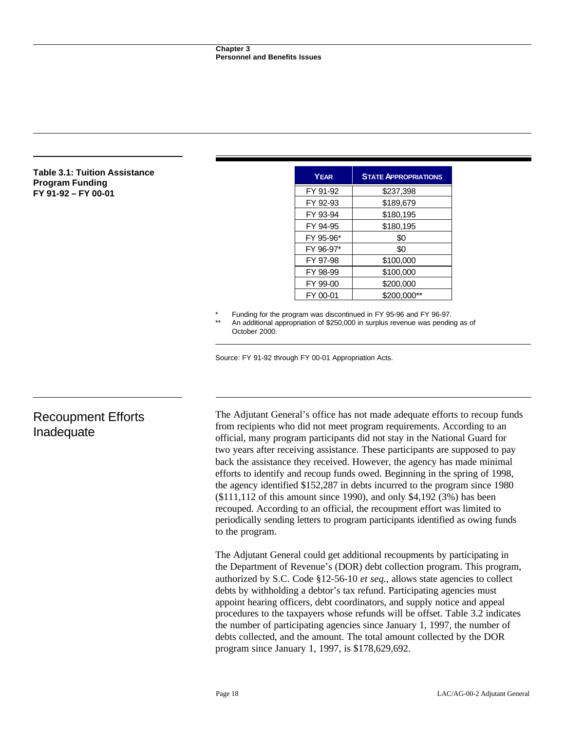**Table 3.1: Tuition Assistance Program Funding FY 91-92 – FY 00-01**

| YEAR | STATE APPROPRIATIONS |
|---|---|
| FY 91-92 | $237,398 |
| FY 92-93 | $189,679 |
| FY 93-94 | $180,195 |
| FY 94-95 | $180,195 |
| FY 95-96* | $0 |
| FY 96-97* | $0 |
| FY 97-98 | $100,000 |
| FY 98-99 | $100,000 |
| FY 99-00 | $200,000 |
| FY 00-01 | $200,000** |

\* Funding for the program was discontinued in FY 95-96 and FY 96-97.

\*\* An additional appropriation of $250,000 in surplus revenue was pending as of October 2000.

Source: FY 91-92 through FY 00-01 Appropriation Acts.

## Recoupment Efforts Inadequate

The Adjutant General's office has not made adequate efforts to recoup funds from recipients who did not meet program requirements. According to an official, many program participants did not stay in the National Guard for two years after receiving assistance. These participants are supposed to pay back the assistance they received. However, the agency has made minimal efforts to identify and recoup funds owed. Beginning in the spring of 1998, the agency identified $152,287 in debts incurred to the program since 1980 ($111,112 of this amount since 1990), and only $4,192 (3%) has been recouped. According to an official, the recoupment effort was limited to periodically sending letters to program participants identified as owing funds to the program.

The Adjutant General could get additional recoupments by participating in the Department of Revenue's (DOR) debt collection program. This program, authorized by S.C. Code §12-56-10 *et seq.*, allows state agencies to collect debts by withholding a debtor's tax refund. Participating agencies must appoint hearing officers, debt coordinators, and supply notice and appeal procedures to the taxpayers whose refunds will be offset. Table 3.2 indicates the number of participating agencies since January 1, 1997, the number of debts collected, and the amount. The total amount collected by the DOR program since January 1, 1997, is $178,629,692.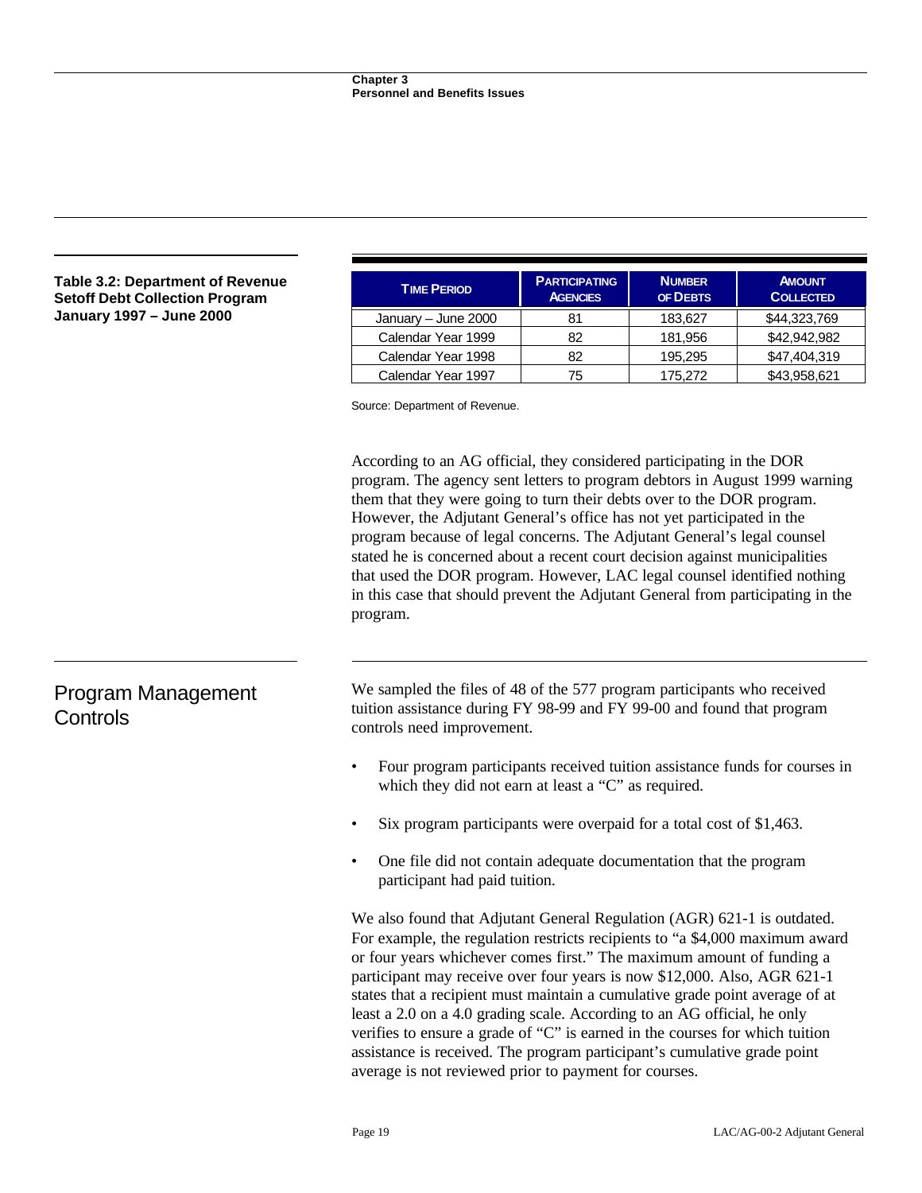**Table 3.2: Department of Revenue Setoff Debt Collection Program January 1997 – June 2000**

| Time Period | Participating Agencies | Number of Debts | Amount Collected |
|---|---|---|---|
| January – June 2000 | 81 | 183,627 | $44,323,769 |
| Calendar Year 1999 | 82 | 181,956 | $42,942,982 |
| Calendar Year 1998 | 82 | 195,295 | $47,404,319 |
| Calendar Year 1997 | 75 | 175,272 | $43,958,621 |

Source: Department of Revenue.

According to an AG official, they considered participating in the DOR program. The agency sent letters to program debtors in August 1999 warning them that they were going to turn their debts over to the DOR program. However, the Adjutant General's office has not yet participated in the program because of legal concerns. The Adjutant General's legal counsel stated he is concerned about a recent court decision against municipalities that used the DOR program. However, LAC legal counsel identified nothing in this case that should prevent the Adjutant General from participating in the program.

## Program Management Controls

We sampled the files of 48 of the 577 program participants who received tuition assistance during FY 98-99 and FY 99-00 and found that program controls need improvement.

- Four program participants received tuition assistance funds for courses in which they did not earn at least a "C" as required.
- Six program participants were overpaid for a total cost of $1,463.
- One file did not contain adequate documentation that the program participant had paid tuition.

We also found that Adjutant General Regulation (AGR) 621-1 is outdated. For example, the regulation restricts recipients to "a $4,000 maximum award or four years whichever comes first." The maximum amount of funding a participant may receive over four years is now $12,000. Also, AGR 621-1 states that a recipient must maintain a cumulative grade point average of at least a 2.0 on a 4.0 grading scale. According to an AG official, he only verifies to ensure a grade of "C" is earned in the courses for which tuition assistance is received. The program participant's cumulative grade point average is not reviewed prior to payment for courses.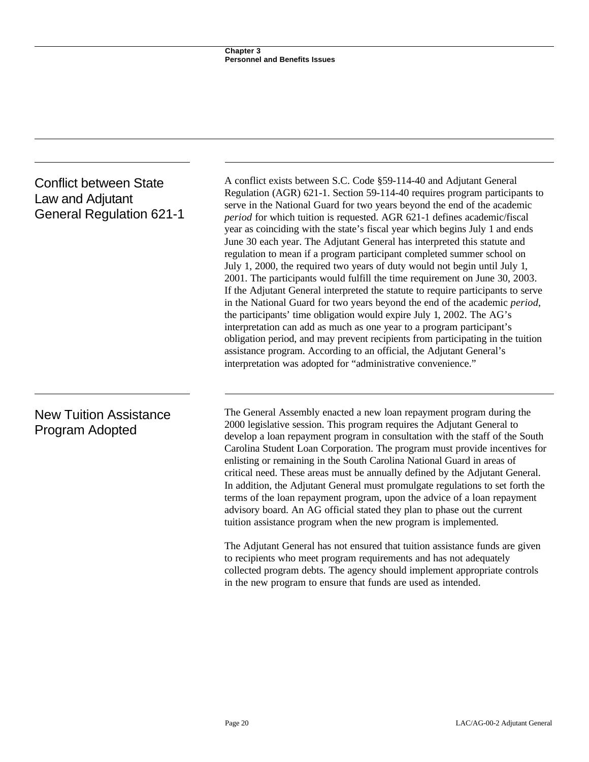## Conflict between State Law and Adjutant General Regulation 621-1

A conflict exists between S.C. Code §59-114-40 and Adjutant General Regulation (AGR) 621-1. Section 59-114-40 requires program participants to serve in the National Guard for two years beyond the end of the academic *period* for which tuition is requested. AGR 621-1 defines academic/fiscal year as coinciding with the state's fiscal year which begins July 1 and ends June 30 each year. The Adjutant General has interpreted this statute and regulation to mean if a program participant completed summer school on July 1, 2000, the required two years of duty would not begin until July 1, 2001. The participants would fulfill the time requirement on June 30, 2003. If the Adjutant General interpreted the statute to require participants to serve in the National Guard for two years beyond the end of the academic *period*, the participants' time obligation would expire July 1, 2002. The AG's interpretation can add as much as one year to a program participant's obligation period, and may prevent recipients from participating in the tuition assistance program. According to an official, the Adjutant General's interpretation was adopted for "administrative convenience."

## New Tuition Assistance Program Adopted

The General Assembly enacted a new loan repayment program during the 2000 legislative session. This program requires the Adjutant General to develop a loan repayment program in consultation with the staff of the South Carolina Student Loan Corporation. The program must provide incentives for enlisting or remaining in the South Carolina National Guard in areas of critical need. These areas must be annually defined by the Adjutant General. In addition, the Adjutant General must promulgate regulations to set forth the terms of the loan repayment program, upon the advice of a loan repayment advisory board. An AG official stated they plan to phase out the current tuition assistance program when the new program is implemented.

The Adjutant General has not ensured that tuition assistance funds are given to recipients who meet program requirements and has not adequately collected program debts. The agency should implement appropriate controls in the new program to ensure that funds are used as intended.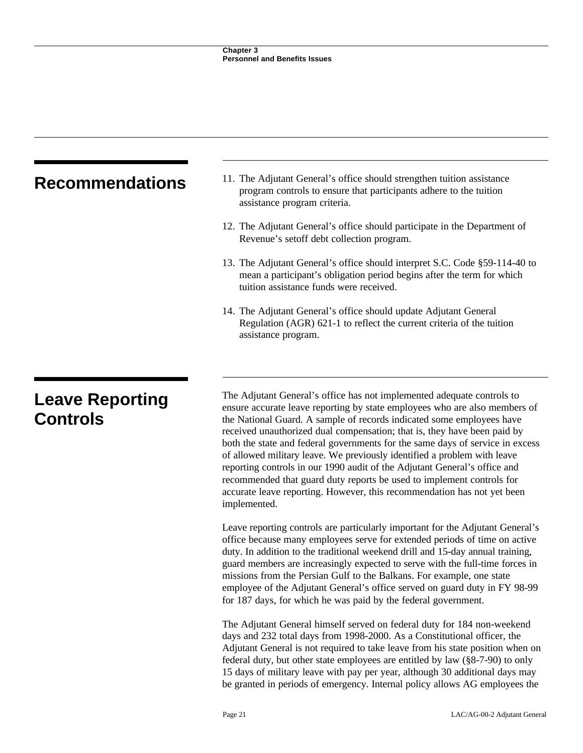## Recommendations

11. The Adjutant General's office should strengthen tuition assistance program controls to ensure that participants adhere to the tuition assistance program criteria.

12. The Adjutant General's office should participate in the Department of Revenue's setoff debt collection program.

13. The Adjutant General's office should interpret S.C. Code §59-114-40 to mean a participant's obligation period begins after the term for which tuition assistance funds were received.

14. The Adjutant General's office should update Adjutant General Regulation (AGR) 621-1 to reflect the current criteria of the tuition assistance program.

## Leave Reporting Controls

The Adjutant General's office has not implemented adequate controls to ensure accurate leave reporting by state employees who are also members of the National Guard. A sample of records indicated some employees have received unauthorized dual compensation; that is, they have been paid by both the state and federal governments for the same days of service in excess of allowed military leave. We previously identified a problem with leave reporting controls in our 1990 audit of the Adjutant General's office and recommended that guard duty reports be used to implement controls for accurate leave reporting. However, this recommendation has not yet been implemented.

Leave reporting controls are particularly important for the Adjutant General's office because many employees serve for extended periods of time on active duty. In addition to the traditional weekend drill and 15-day annual training, guard members are increasingly expected to serve with the full-time forces in missions from the Persian Gulf to the Balkans. For example, one state employee of the Adjutant General's office served on guard duty in FY 98-99 for 187 days, for which he was paid by the federal government.

The Adjutant General himself served on federal duty for 184 non-weekend days and 232 total days from 1998-2000. As a Constitutional officer, the Adjutant General is not required to take leave from his state position when on federal duty, but other state employees are entitled by law (§8-7-90) to only 15 days of military leave with pay per year, although 30 additional days may be granted in periods of emergency. Internal policy allows AG employees the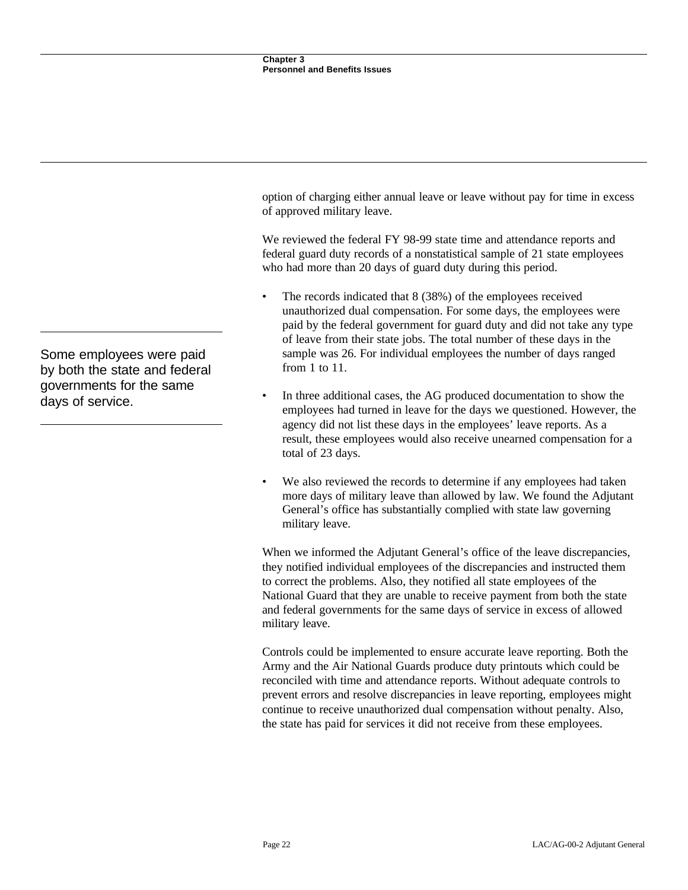option of charging either annual leave or leave without pay for time in excess of approved military leave.

We reviewed the federal FY 98-99 state time and attendance reports and federal guard duty records of a nonstatistical sample of 21 state employees who had more than 20 days of guard duty during this period.

Some employees were paid by both the state and federal governments for the same days of service.

- The records indicated that 8 (38%) of the employees received unauthorized dual compensation. For some days, the employees were paid by the federal government for guard duty and did not take any type of leave from their state jobs. The total number of these days in the sample was 26. For individual employees the number of days ranged from 1 to 11.

- In three additional cases, the AG produced documentation to show the employees had turned in leave for the days we questioned. However, the agency did not list these days in the employees' leave reports. As a result, these employees would also receive unearned compensation for a total of 23 days.

- We also reviewed the records to determine if any employees had taken more days of military leave than allowed by law. We found the Adjutant General's office has substantially complied with state law governing military leave.

When we informed the Adjutant General's office of the leave discrepancies, they notified individual employees of the discrepancies and instructed them to correct the problems. Also, they notified all state employees of the National Guard that they are unable to receive payment from both the state and federal governments for the same days of service in excess of allowed military leave.

Controls could be implemented to ensure accurate leave reporting. Both the Army and the Air National Guards produce duty printouts which could be reconciled with time and attendance reports. Without adequate controls to prevent errors and resolve discrepancies in leave reporting, employees might continue to receive unauthorized dual compensation without penalty. Also, the state has paid for services it did not receive from these employees.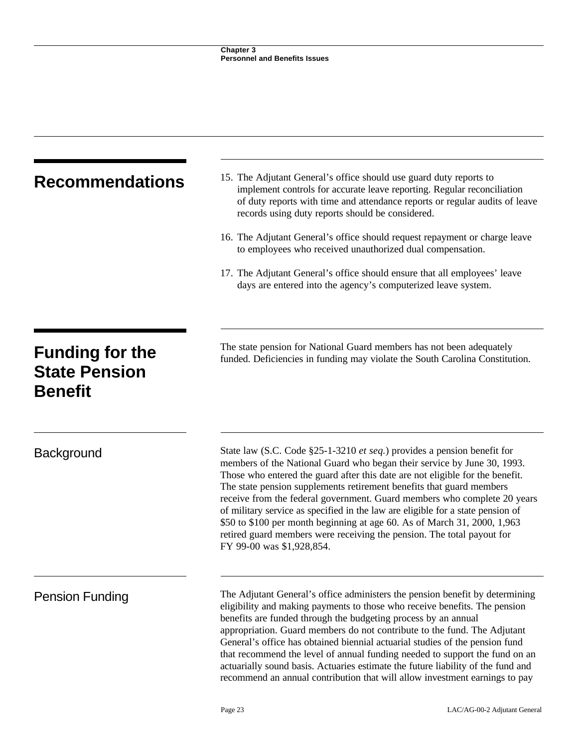## Recommendations

15. The Adjutant General's office should use guard duty reports to implement controls for accurate leave reporting. Regular reconciliation of duty reports with time and attendance reports or regular audits of leave records using duty reports should be considered.

16. The Adjutant General's office should request repayment or charge leave to employees who received unauthorized dual compensation.

17. The Adjutant General's office should ensure that all employees' leave days are entered into the agency's computerized leave system.

## Funding for the State Pension Benefit

The state pension for National Guard members has not been adequately funded. Deficiencies in funding may violate the South Carolina Constitution.

### Background

State law (S.C. Code §25-1-3210 *et seq.*) provides a pension benefit for members of the National Guard who began their service by June 30, 1993. Those who entered the guard after this date are not eligible for the benefit. The state pension supplements retirement benefits that guard members receive from the federal government. Guard members who complete 20 years of military service as specified in the law are eligible for a state pension of $50 to $100 per month beginning at age 60. As of March 31, 2000, 1,963 retired guard members were receiving the pension. The total payout for FY 99-00 was $1,928,854.

### Pension Funding

The Adjutant General's office administers the pension benefit by determining eligibility and making payments to those who receive benefits. The pension benefits are funded through the budgeting process by an annual appropriation. Guard members do not contribute to the fund. The Adjutant General's office has obtained biennial actuarial studies of the pension fund that recommend the level of annual funding needed to support the fund on an actuarially sound basis. Actuaries estimate the future liability of the fund and recommend an annual contribution that will allow investment earnings to pay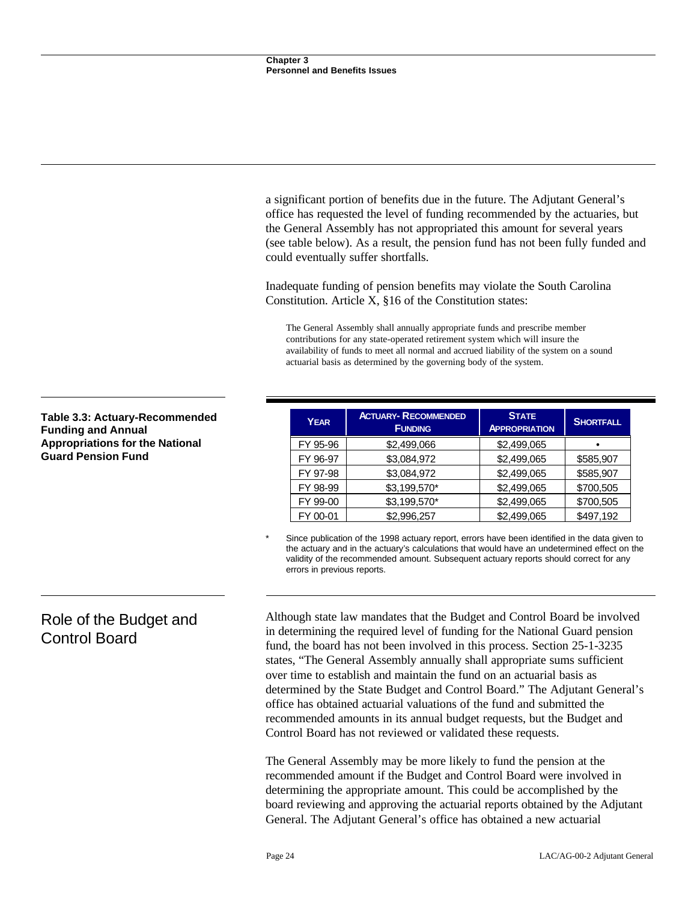a significant portion of benefits due in the future. The Adjutant General's office has requested the level of funding recommended by the actuaries, but the General Assembly has not appropriated this amount for several years (see table below). As a result, the pension fund has not been fully funded and could eventually suffer shortfalls.

Inadequate funding of pension benefits may violate the South Carolina Constitution. Article X, §16 of the Constitution states:

> The General Assembly shall annually appropriate funds and prescribe member contributions for any state-operated retirement system which will insure the availability of funds to meet all normal and accrued liability of the system on a sound actuarial basis as determined by the governing body of the system.

**Table 3.3: Actuary-Recommended Funding and Annual Appropriations for the National Guard Pension Fund**

| YEAR | ACTUARY- RECOMMENDED FUNDING | STATE APPROPRIATION | SHORTFALL |
|---|---|---|---|
| FY 95-96 | $2,499,066 | $2,499,065 | • |
| FY 96-97 | $3,084,972 | $2,499,065 | $585,907 |
| FY 97-98 | $3,084,972 | $2,499,065 | $585,907 |
| FY 98-99 | $3,199,570* | $2,499,065 | $700,505 |
| FY 99-00 | $3,199,570* | $2,499,065 | $700,505 |
| FY 00-01 | $2,996,257 | $2,499,065 | $497,192 |

\* Since publication of the 1998 actuary report, errors have been identified in the data given to the actuary and in the actuary's calculations that would have an undetermined effect on the validity of the recommended amount. Subsequent actuary reports should correct for any errors in previous reports.

## Role of the Budget and Control Board

Although state law mandates that the Budget and Control Board be involved in determining the required level of funding for the National Guard pension fund, the board has not been involved in this process. Section 25-1-3235 states, "The General Assembly annually shall appropriate sums sufficient over time to establish and maintain the fund on an actuarial basis as determined by the State Budget and Control Board." The Adjutant General's office has obtained actuarial valuations of the fund and submitted the recommended amounts in its annual budget requests, but the Budget and Control Board has not reviewed or validated these requests.

The General Assembly may be more likely to fund the pension at the recommended amount if the Budget and Control Board were involved in determining the appropriate amount. This could be accomplished by the board reviewing and approving the actuarial reports obtained by the Adjutant General. The Adjutant General's office has obtained a new actuarial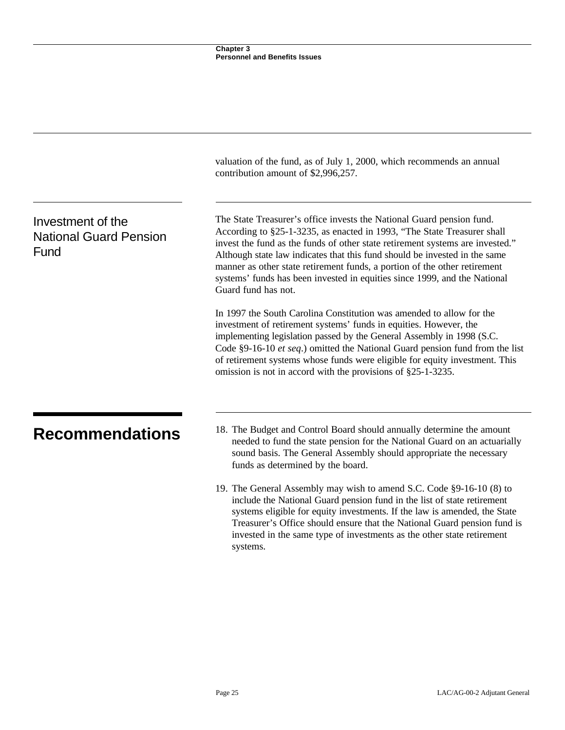valuation of the fund, as of July 1, 2000, which recommends an annual contribution amount of $2,996,257.

## Investment of the National Guard Pension Fund

The State Treasurer's office invests the National Guard pension fund. According to §25-1-3235, as enacted in 1993, "The State Treasurer shall invest the fund as the funds of other state retirement systems are invested." Although state law indicates that this fund should be invested in the same manner as other state retirement funds, a portion of the other retirement systems' funds has been invested in equities since 1999, and the National Guard fund has not.

In 1997 the South Carolina Constitution was amended to allow for the investment of retirement systems' funds in equities. However, the implementing legislation passed by the General Assembly in 1998 (S.C. Code §9-16-10 *et seq*.) omitted the National Guard pension fund from the list of retirement systems whose funds were eligible for equity investment. This omission is not in accord with the provisions of §25-1-3235.

# Recommendations

18. The Budget and Control Board should annually determine the amount needed to fund the state pension for the National Guard on an actuarially sound basis. The General Assembly should appropriate the necessary funds as determined by the board.

19. The General Assembly may wish to amend S.C. Code §9-16-10 (8) to include the National Guard pension fund in the list of state retirement systems eligible for equity investments. If the law is amended, the State Treasurer's Office should ensure that the National Guard pension fund is invested in the same type of investments as the other state retirement systems.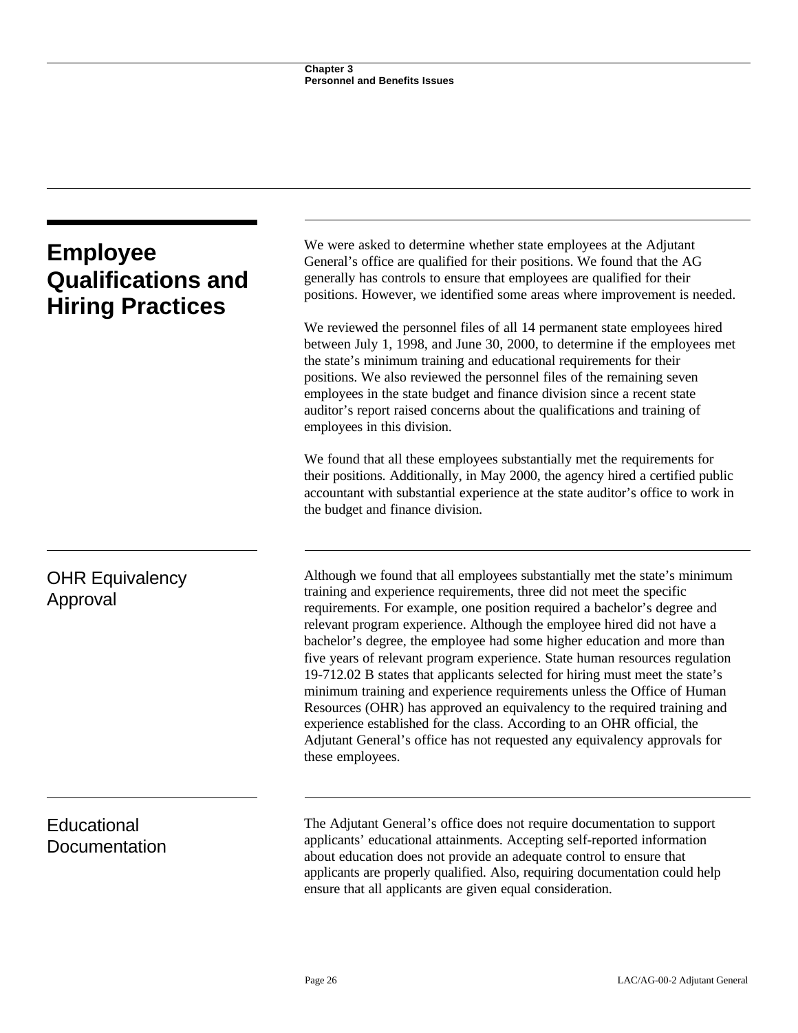## Employee Qualifications and Hiring Practices

We were asked to determine whether state employees at the Adjutant General's office are qualified for their positions. We found that the AG generally has controls to ensure that employees are qualified for their positions. However, we identified some areas where improvement is needed.

We reviewed the personnel files of all 14 permanent state employees hired between July 1, 1998, and June 30, 2000, to determine if the employees met the state's minimum training and educational requirements for their positions. We also reviewed the personnel files of the remaining seven employees in the state budget and finance division since a recent state auditor's report raised concerns about the qualifications and training of employees in this division.

We found that all these employees substantially met the requirements for their positions. Additionally, in May 2000, the agency hired a certified public accountant with substantial experience at the state auditor's office to work in the budget and finance division.

### OHR Equivalency Approval

Although we found that all employees substantially met the state's minimum training and experience requirements, three did not meet the specific requirements. For example, one position required a bachelor's degree and relevant program experience. Although the employee hired did not have a bachelor's degree, the employee had some higher education and more than five years of relevant program experience. State human resources regulation 19-712.02 B states that applicants selected for hiring must meet the state's minimum training and experience requirements unless the Office of Human Resources (OHR) has approved an equivalency to the required training and experience established for the class. According to an OHR official, the Adjutant General's office has not requested any equivalency approvals for these employees.

### Educational Documentation

The Adjutant General's office does not require documentation to support applicants' educational attainments. Accepting self-reported information about education does not provide an adequate control to ensure that applicants are properly qualified. Also, requiring documentation could help ensure that all applicants are given equal consideration.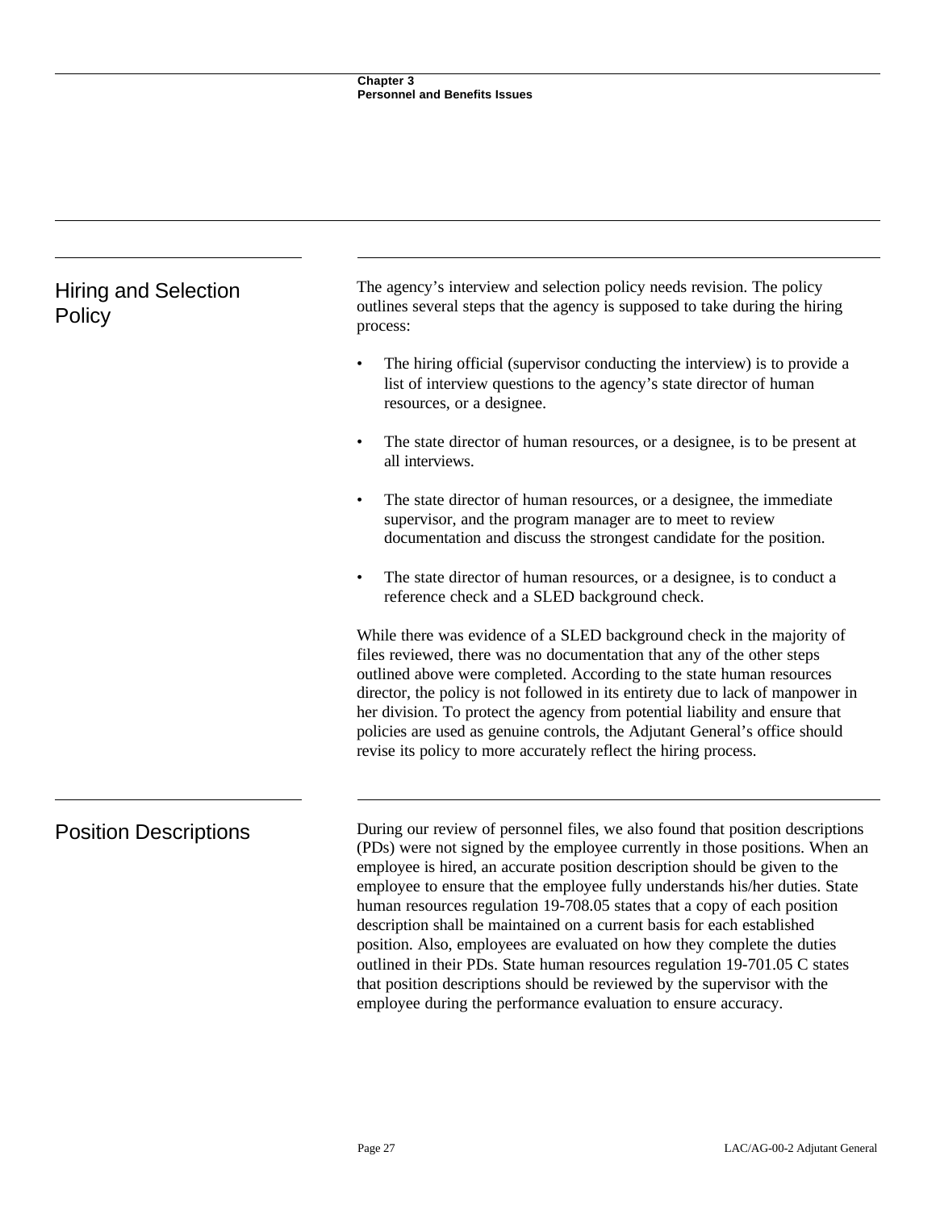## Hiring and Selection Policy

The agency's interview and selection policy needs revision. The policy outlines several steps that the agency is supposed to take during the hiring process:

- The hiring official (supervisor conducting the interview) is to provide a list of interview questions to the agency's state director of human resources, or a designee.
- The state director of human resources, or a designee, is to be present at all interviews.
- The state director of human resources, or a designee, the immediate supervisor, and the program manager are to meet to review documentation and discuss the strongest candidate for the position.
- The state director of human resources, or a designee, is to conduct a reference check and a SLED background check.

While there was evidence of a SLED background check in the majority of files reviewed, there was no documentation that any of the other steps outlined above were completed. According to the state human resources director, the policy is not followed in its entirety due to lack of manpower in her division. To protect the agency from potential liability and ensure that policies are used as genuine controls, the Adjutant General's office should revise its policy to more accurately reflect the hiring process.

## Position Descriptions

During our review of personnel files, we also found that position descriptions (PDs) were not signed by the employee currently in those positions. When an employee is hired, an accurate position description should be given to the employee to ensure that the employee fully understands his/her duties. State human resources regulation 19-708.05 states that a copy of each position description shall be maintained on a current basis for each established position. Also, employees are evaluated on how they complete the duties outlined in their PDs. State human resources regulation 19-701.05 C states that position descriptions should be reviewed by the supervisor with the employee during the performance evaluation to ensure accuracy.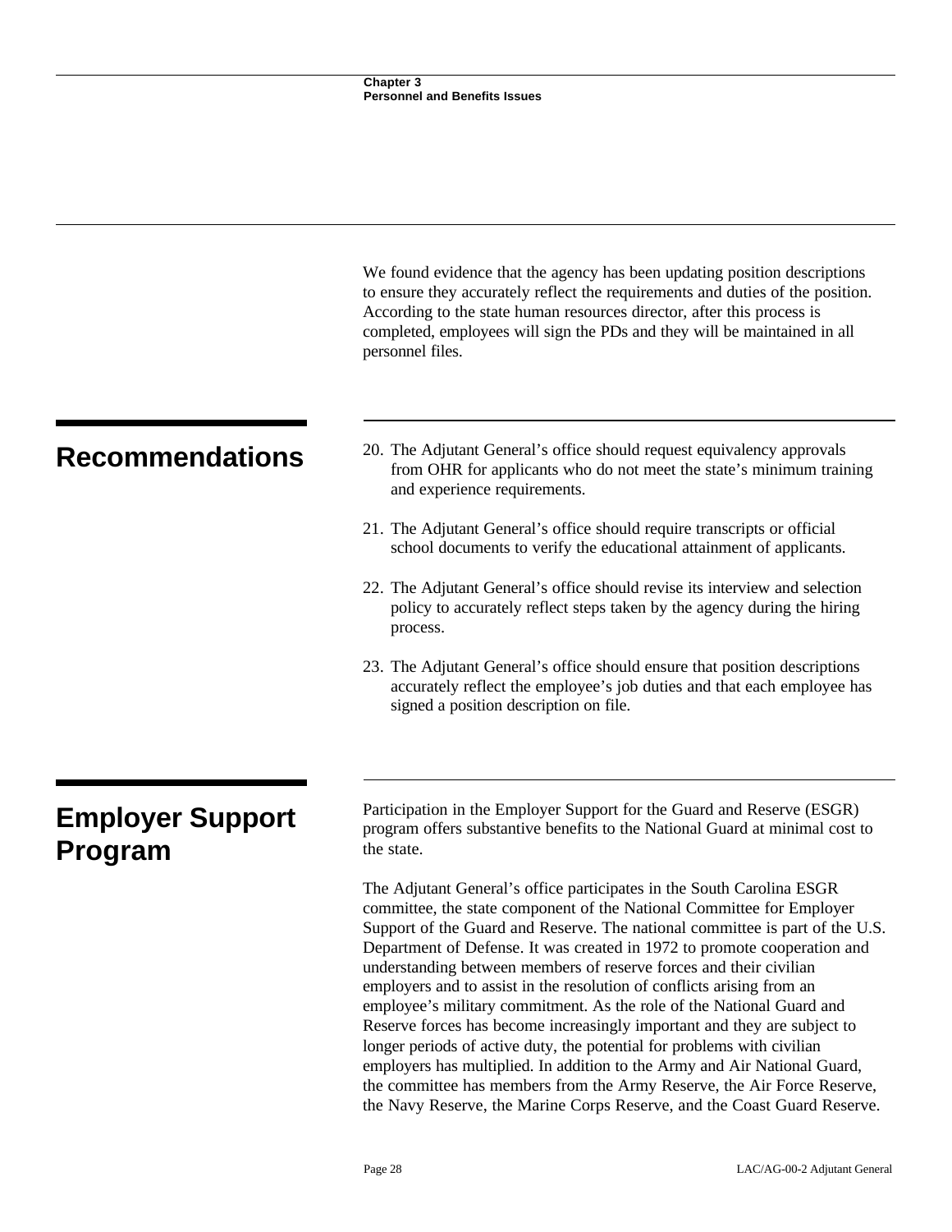We found evidence that the agency has been updating position descriptions to ensure they accurately reflect the requirements and duties of the position. According to the state human resources director, after this process is completed, employees will sign the PDs and they will be maintained in all personnel files.

## Recommendations

20. The Adjutant General's office should request equivalency approvals from OHR for applicants who do not meet the state's minimum training and experience requirements.

21. The Adjutant General's office should require transcripts or official school documents to verify the educational attainment of applicants.

22. The Adjutant General's office should revise its interview and selection policy to accurately reflect steps taken by the agency during the hiring process.

23. The Adjutant General's office should ensure that position descriptions accurately reflect the employee's job duties and that each employee has signed a position description on file.

## Employer Support Program

Participation in the Employer Support for the Guard and Reserve (ESGR) program offers substantive benefits to the National Guard at minimal cost to the state.

The Adjutant General's office participates in the South Carolina ESGR committee, the state component of the National Committee for Employer Support of the Guard and Reserve. The national committee is part of the U.S. Department of Defense. It was created in 1972 to promote cooperation and understanding between members of reserve forces and their civilian employers and to assist in the resolution of conflicts arising from an employee's military commitment. As the role of the National Guard and Reserve forces has become increasingly important and they are subject to longer periods of active duty, the potential for problems with civilian employers has multiplied. In addition to the Army and Air National Guard, the committee has members from the Army Reserve, the Air Force Reserve, the Navy Reserve, the Marine Corps Reserve, and the Coast Guard Reserve.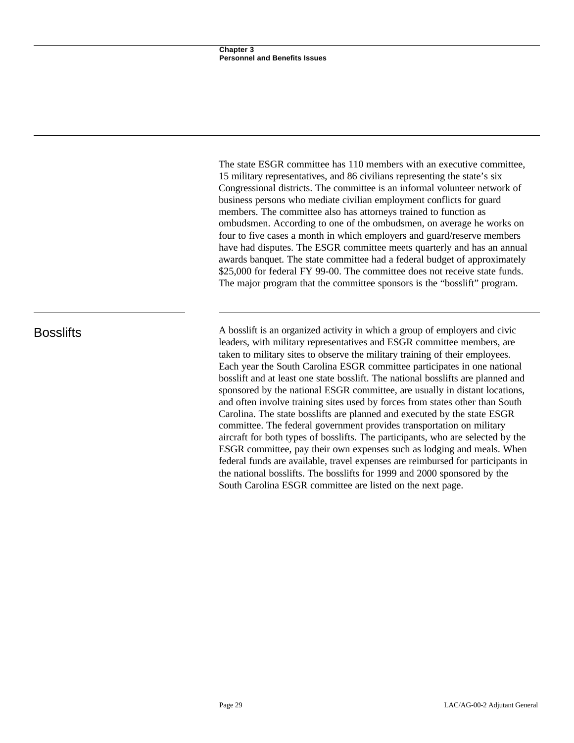The state ESGR committee has 110 members with an executive committee, 15 military representatives, and 86 civilians representing the state's six Congressional districts. The committee is an informal volunteer network of business persons who mediate civilian employment conflicts for guard members. The committee also has attorneys trained to function as ombudsmen. According to one of the ombudsmen, on average he works on four to five cases a month in which employers and guard/reserve members have had disputes. The ESGR committee meets quarterly and has an annual awards banquet. The state committee had a federal budget of approximately $25,000 for federal FY 99-00. The committee does not receive state funds. The major program that the committee sponsors is the "bosslift" program.

## Bosslifts

A bosslift is an organized activity in which a group of employers and civic leaders, with military representatives and ESGR committee members, are taken to military sites to observe the military training of their employees. Each year the South Carolina ESGR committee participates in one national bosslift and at least one state bosslift. The national bosslifts are planned and sponsored by the national ESGR committee, are usually in distant locations, and often involve training sites used by forces from states other than South Carolina. The state bosslifts are planned and executed by the state ESGR committee. The federal government provides transportation on military aircraft for both types of bosslifts. The participants, who are selected by the ESGR committee, pay their own expenses such as lodging and meals. When federal funds are available, travel expenses are reimbursed for participants in the national bosslifts. The bosslifts for 1999 and 2000 sponsored by the South Carolina ESGR committee are listed on the next page.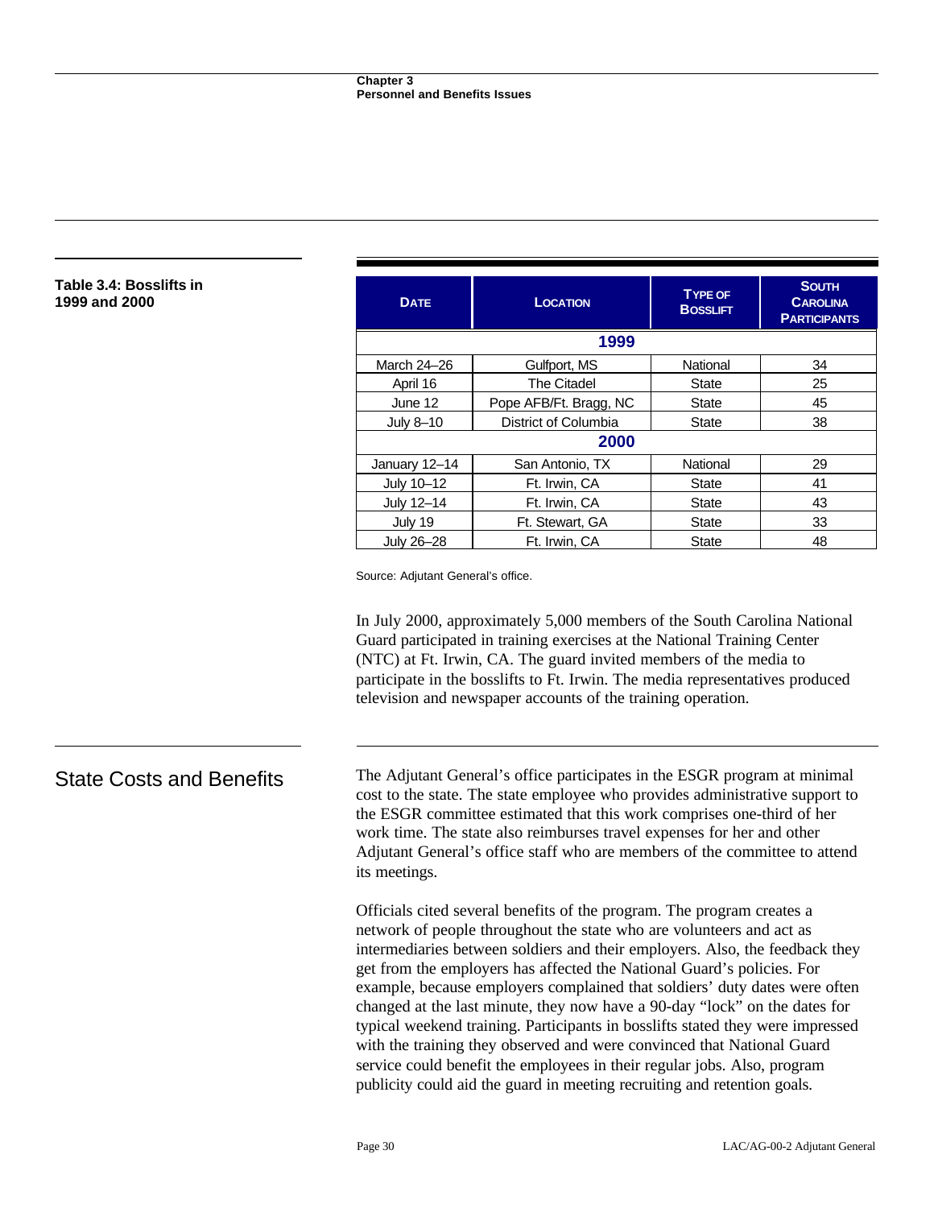**Table 3.4: Bosslifts in 1999 and 2000**

| DATE | LOCATION | TYPE OF BOSSLIFT | SOUTH CAROLINA PARTICIPANTS |
|---|---|---|---|
| **1999** | | | |
| March 24–26 | Gulfport, MS | National | 34 |
| April 16 | The Citadel | State | 25 |
| June 12 | Pope AFB/Ft. Bragg, NC | State | 45 |
| July 8–10 | District of Columbia | State | 38 |
| **2000** | | | |
| January 12–14 | San Antonio, TX | National | 29 |
| July 10–12 | Ft. Irwin, CA | State | 41 |
| July 12–14 | Ft. Irwin, CA | State | 43 |
| July 19 | Ft. Stewart, GA | State | 33 |
| July 26–28 | Ft. Irwin, CA | State | 48 |

Source: Adjutant General's office.

In July 2000, approximately 5,000 members of the South Carolina National Guard participated in training exercises at the National Training Center (NTC) at Ft. Irwin, CA. The guard invited members of the media to participate in the bosslifts to Ft. Irwin. The media representatives produced television and newspaper accounts of the training operation.

## State Costs and Benefits

The Adjutant General's office participates in the ESGR program at minimal cost to the state. The state employee who provides administrative support to the ESGR committee estimated that this work comprises one-third of her work time. The state also reimburses travel expenses for her and other Adjutant General's office staff who are members of the committee to attend its meetings.

Officials cited several benefits of the program. The program creates a network of people throughout the state who are volunteers and act as intermediaries between soldiers and their employers. Also, the feedback they get from the employers has affected the National Guard's policies. For example, because employers complained that soldiers' duty dates were often changed at the last minute, they now have a 90-day "lock" on the dates for typical weekend training. Participants in bosslifts stated they were impressed with the training they observed and were convinced that National Guard service could benefit the employees in their regular jobs. Also, program publicity could aid the guard in meeting recruiting and retention goals.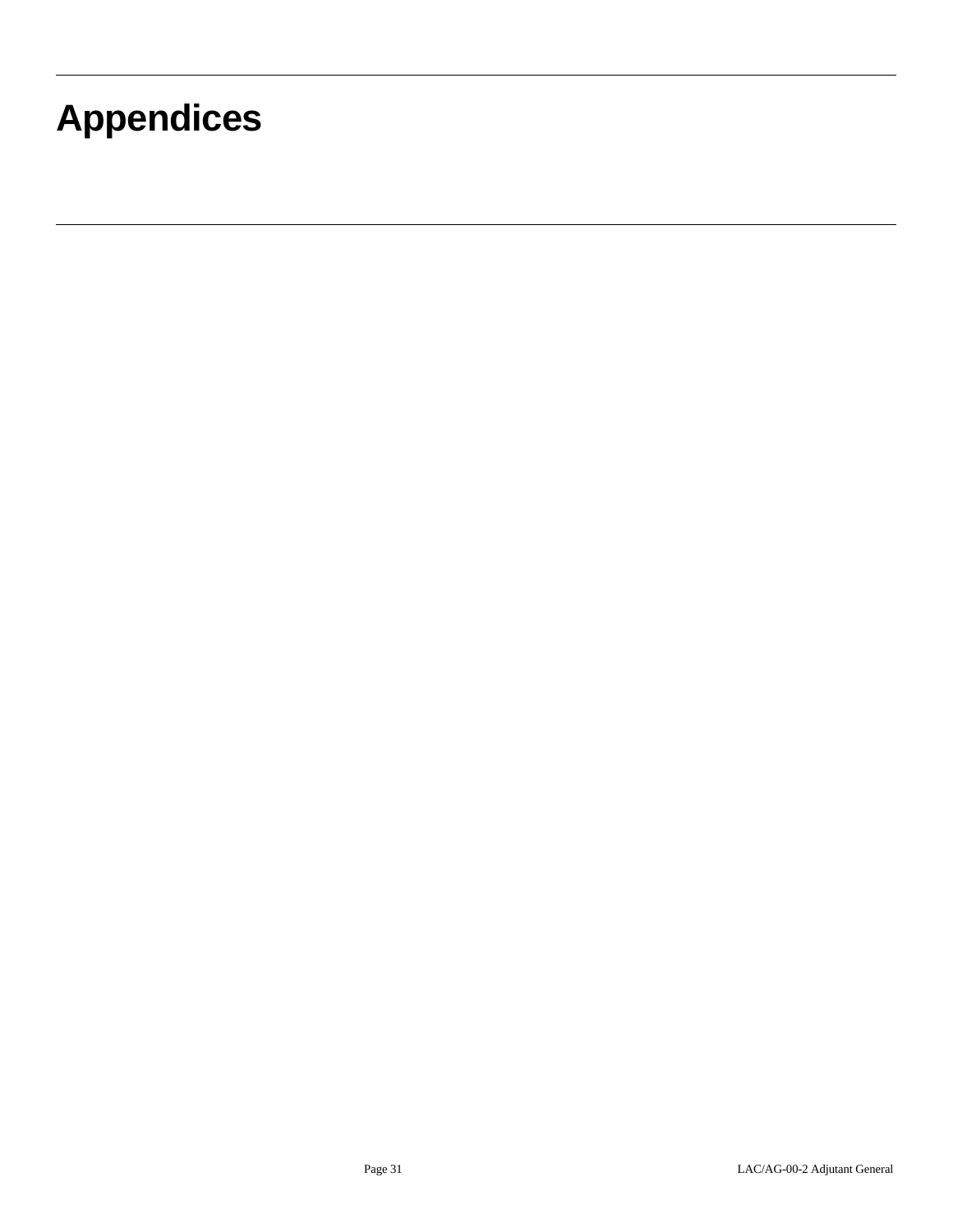# Appendices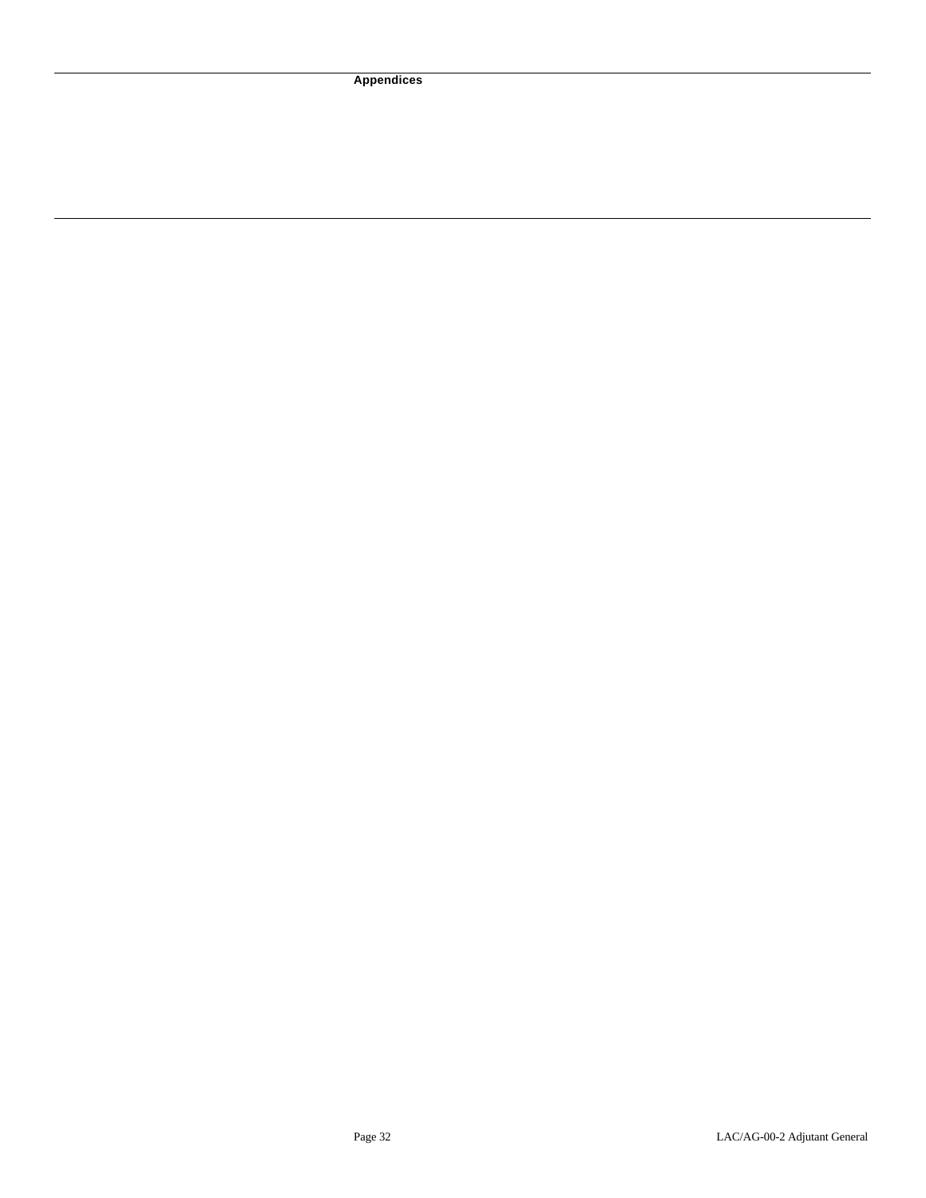# Appendices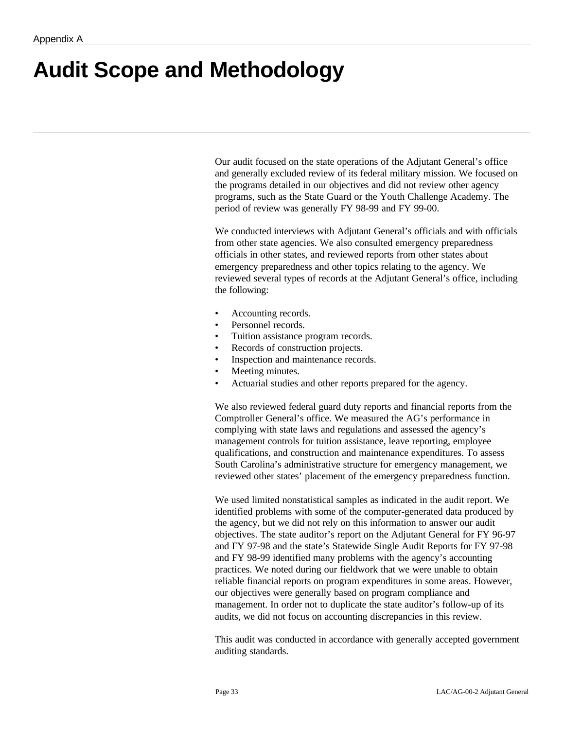Appendix A

# Audit Scope and Methodology

Our audit focused on the state operations of the Adjutant General's office and generally excluded review of its federal military mission. We focused on the programs detailed in our objectives and did not review other agency programs, such as the State Guard or the Youth Challenge Academy. The period of review was generally FY 98-99 and FY 99-00.

We conducted interviews with Adjutant General's officials and with officials from other state agencies. We also consulted emergency preparedness officials in other states, and reviewed reports from other states about emergency preparedness and other topics relating to the agency. We reviewed several types of records at the Adjutant General's office, including the following:

- Accounting records.
- Personnel records.
- Tuition assistance program records.
- Records of construction projects.
- Inspection and maintenance records.
- Meeting minutes.
- Actuarial studies and other reports prepared for the agency.

We also reviewed federal guard duty reports and financial reports from the Comptroller General's office. We measured the AG's performance in complying with state laws and regulations and assessed the agency's management controls for tuition assistance, leave reporting, employee qualifications, and construction and maintenance expenditures. To assess South Carolina's administrative structure for emergency management, we reviewed other states' placement of the emergency preparedness function.

We used limited nonstatistical samples as indicated in the audit report. We identified problems with some of the computer-generated data produced by the agency, but we did not rely on this information to answer our audit objectives. The state auditor's report on the Adjutant General for FY 96-97 and FY 97-98 and the state's Statewide Single Audit Reports for FY 97-98 and FY 98-99 identified many problems with the agency's accounting practices. We noted during our fieldwork that we were unable to obtain reliable financial reports on program expenditures in some areas. However, our objectives were generally based on program compliance and management. In order not to duplicate the state auditor's follow-up of its audits, we did not focus on accounting discrepancies in this review.

This audit was conducted in accordance with generally accepted government auditing standards.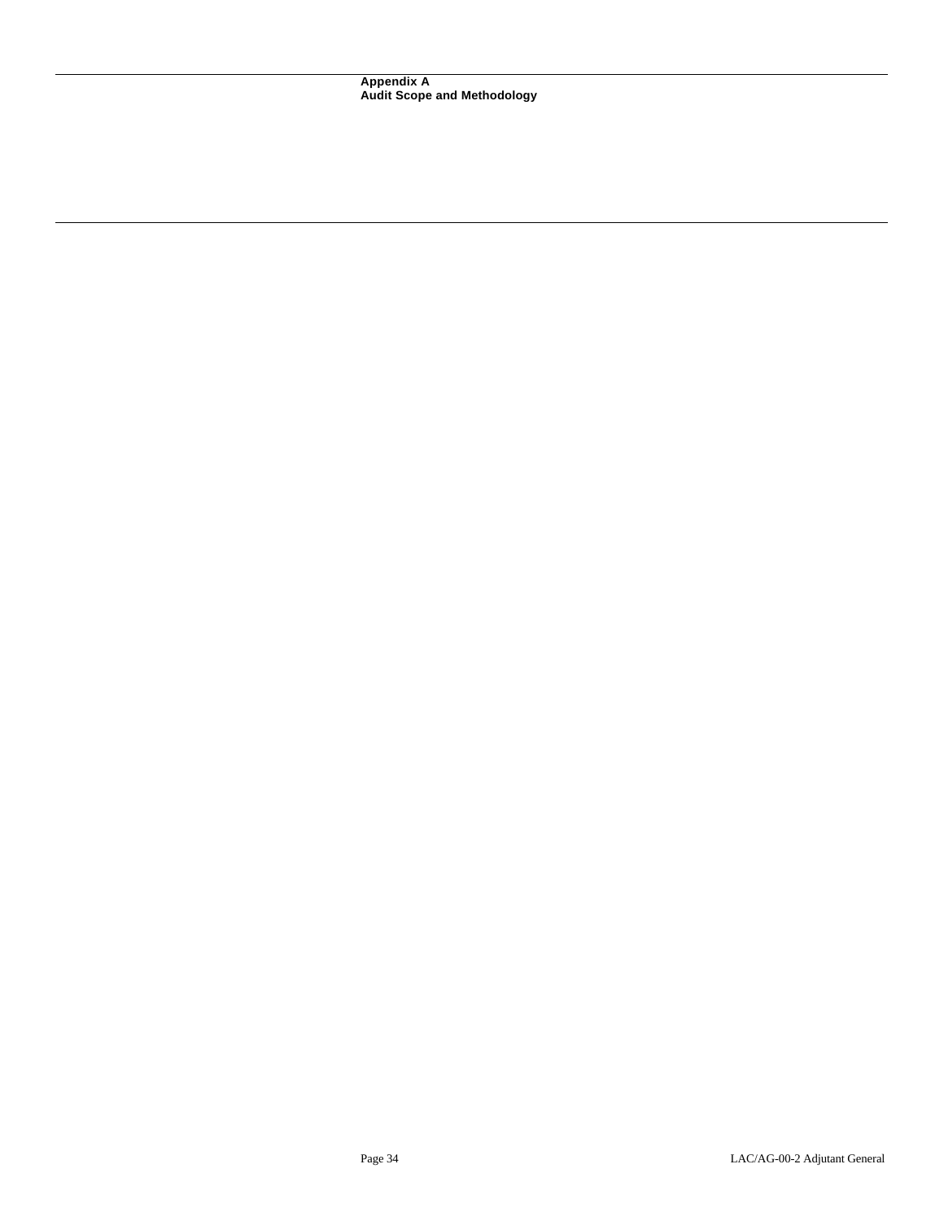## Appendix A
## Audit Scope and Methodology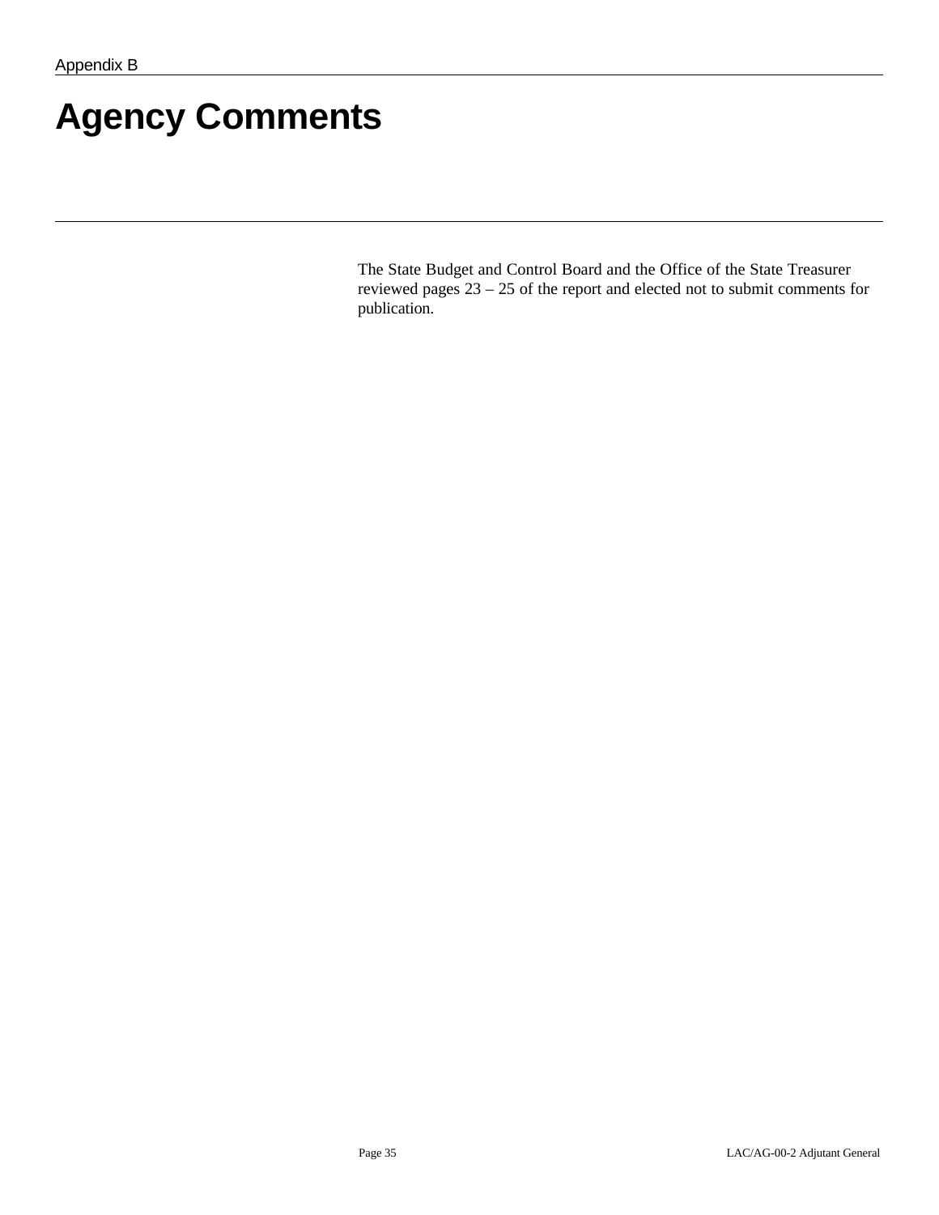Appendix B

# Agency Comments

The State Budget and Control Board and the Office of the State Treasurer reviewed pages 23 – 25 of the report and elected not to submit comments for publication.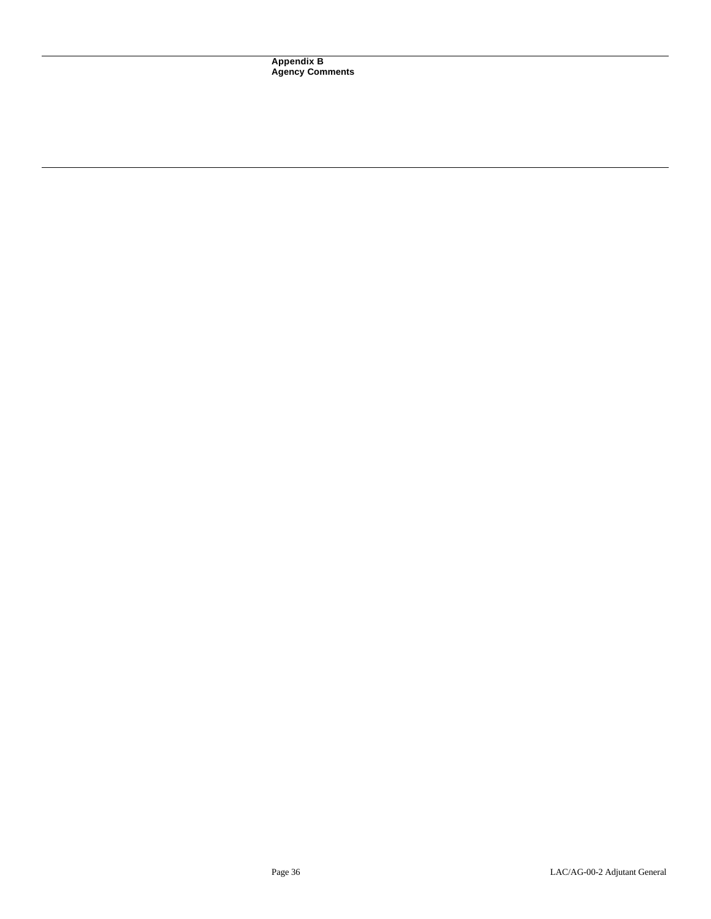## Appendix B
## Agency Comments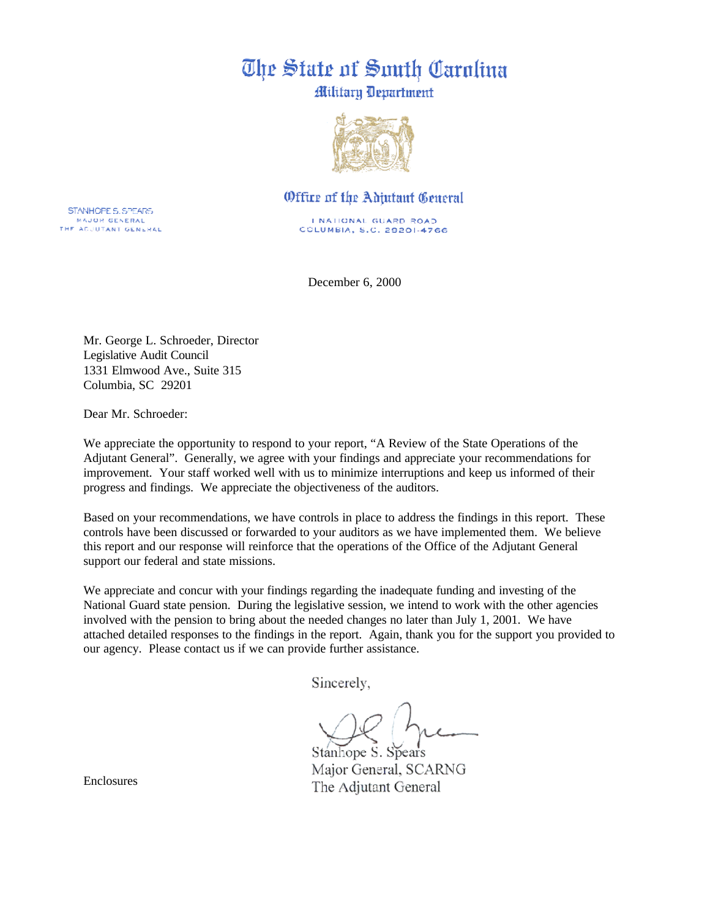# The State of South Carolina

## Military Department

### Office of the Adjutant General

STANHOPE S. SPEARS
MAJOR GENERAL
THE ADJUTANT GENERAL

1 NATIONAL GUARD ROAD
COLUMBIA, S.C. 29201-4766

December 6, 2000

Mr. George L. Schroeder, Director
Legislative Audit Council
1331 Elmwood Ave., Suite 315
Columbia, SC 29201

Dear Mr. Schroeder:

We appreciate the opportunity to respond to your report, "A Review of the State Operations of the Adjutant General". Generally, we agree with your findings and appreciate your recommendations for improvement. Your staff worked well with us to minimize interruptions and keep us informed of their progress and findings. We appreciate the objectiveness of the auditors.

Based on your recommendations, we have controls in place to address the findings in this report. These controls have been discussed or forwarded to your auditors as we have implemented them. We believe this report and our response will reinforce that the operations of the Office of the Adjutant General support our federal and state missions.

We appreciate and concur with your findings regarding the inadequate funding and investing of the National Guard state pension. During the legislative session, we intend to work with the other agencies involved with the pension to bring about the needed changes no later than July 1, 2001. We have attached detailed responses to the findings in the report. Again, thank you for the support you provided to our agency. Please contact us if we can provide further assistance.

Sincerely,

Stanhope S. Spears
Major General, SCARNG
The Adjutant General

Enclosures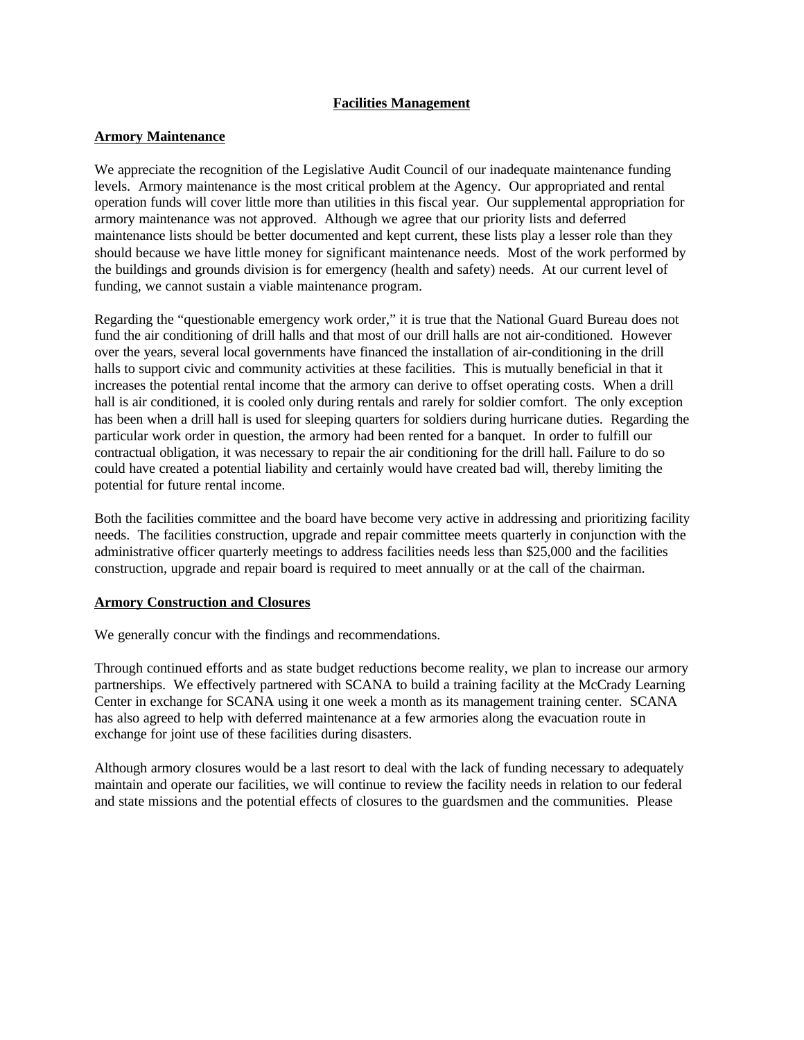## Facilities Management

### Armory Maintenance

We appreciate the recognition of the Legislative Audit Council of our inadequate maintenance funding levels. Armory maintenance is the most critical problem at the Agency. Our appropriated and rental operation funds will cover little more than utilities in this fiscal year. Our supplemental appropriation for armory maintenance was not approved. Although we agree that our priority lists and deferred maintenance lists should be better documented and kept current, these lists play a lesser role than they should because we have little money for significant maintenance needs. Most of the work performed by the buildings and grounds division is for emergency (health and safety) needs. At our current level of funding, we cannot sustain a viable maintenance program.

Regarding the "questionable emergency work order," it is true that the National Guard Bureau does not fund the air conditioning of drill halls and that most of our drill halls are not air-conditioned. However over the years, several local governments have financed the installation of air-conditioning in the drill halls to support civic and community activities at these facilities. This is mutually beneficial in that it increases the potential rental income that the armory can derive to offset operating costs. When a drill hall is air conditioned, it is cooled only during rentals and rarely for soldier comfort. The only exception has been when a drill hall is used for sleeping quarters for soldiers during hurricane duties. Regarding the particular work order in question, the armory had been rented for a banquet. In order to fulfill our contractual obligation, it was necessary to repair the air conditioning for the drill hall. Failure to do so could have created a potential liability and certainly would have created bad will, thereby limiting the potential for future rental income.

Both the facilities committee and the board have become very active in addressing and prioritizing facility needs. The facilities construction, upgrade and repair committee meets quarterly in conjunction with the administrative officer quarterly meetings to address facilities needs less than $25,000 and the facilities construction, upgrade and repair board is required to meet annually or at the call of the chairman.

### Armory Construction and Closures

We generally concur with the findings and recommendations.

Through continued efforts and as state budget reductions become reality, we plan to increase our armory partnerships. We effectively partnered with SCANA to build a training facility at the McCrady Learning Center in exchange for SCANA using it one week a month as its management training center. SCANA has also agreed to help with deferred maintenance at a few armories along the evacuation route in exchange for joint use of these facilities during disasters.

Although armory closures would be a last resort to deal with the lack of funding necessary to adequately maintain and operate our facilities, we will continue to review the facility needs in relation to our federal and state missions and the potential effects of closures to the guardsmen and the communities. Please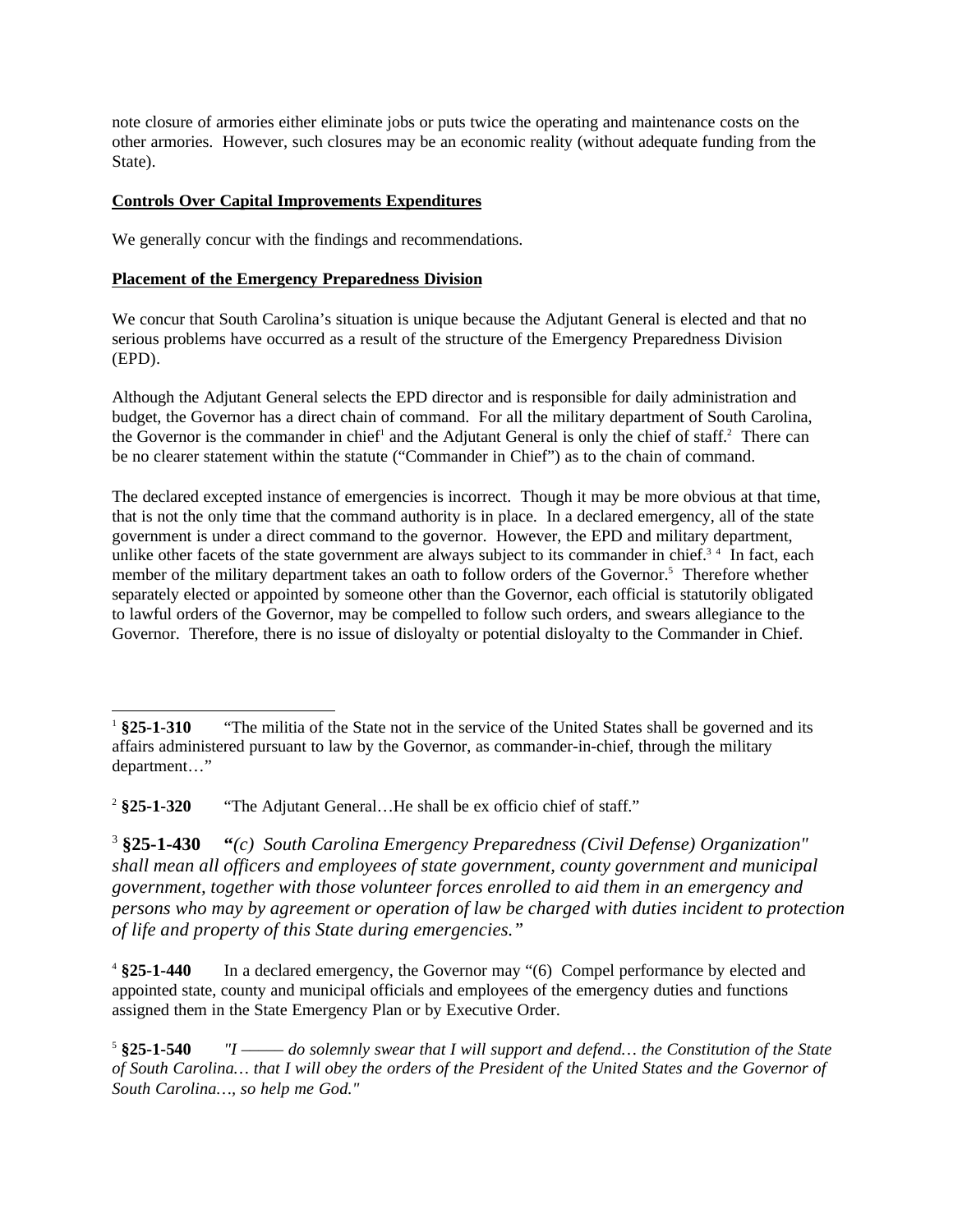note closure of armories either eliminate jobs or puts twice the operating and maintenance costs on the other armories. However, such closures may be an economic reality (without adequate funding from the State).

**Controls Over Capital Improvements Expenditures**

We generally concur with the findings and recommendations.

**Placement of the Emergency Preparedness Division**

We concur that South Carolina's situation is unique because the Adjutant General is elected and that no serious problems have occurred as a result of the structure of the Emergency Preparedness Division (EPD).

Although the Adjutant General selects the EPD director and is responsible for daily administration and budget, the Governor has a direct chain of command. For all the military department of South Carolina, the Governor is the commander in chief[1] and the Adjutant General is only the chief of staff.[2] There can be no clearer statement within the statute ("Commander in Chief") as to the chain of command.

The declared excepted instance of emergencies is incorrect. Though it may be more obvious at that time, that is not the only time that the command authority is in place. In a declared emergency, all of the state government is under a direct command to the governor. However, the EPD and military department, unlike other facets of the state government are always subject to its commander in chief.[3] [4] In fact, each member of the military department takes an oath to follow orders of the Governor.[5] Therefore whether separately elected or appointed by someone other than the Governor, each official is statutorily obligated to lawful orders of the Governor, may be compelled to follow such orders, and swears allegiance to the Governor. Therefore, there is no issue of disloyalty or potential disloyalty to the Commander in Chief.

---

[1] **§25-1-310** "The militia of the State not in the service of the United States shall be governed and its affairs administered pursuant to law by the Governor, as commander-in-chief, through the military department…"

[2] **§25-1-320** "The Adjutant General…He shall be ex officio chief of staff."

[3] **§25-1-430** "*(c) South Carolina Emergency Preparedness (Civil Defense) Organization" shall mean all officers and employees of state government, county government and municipal government, together with those volunteer forces enrolled to aid them in an emergency and persons who may by agreement or operation of law be charged with duties incident to protection of life and property of this State during emergencies."*

[4] **§25-1-440** In a declared emergency, the Governor may "(6) Compel performance by elected and appointed state, county and municipal officials and employees of the emergency duties and functions assigned them in the State Emergency Plan or by Executive Order.

[5] **§25-1-540** *"I ——— do solemnly swear that I will support and defend… the Constitution of the State of South Carolina… that I will obey the orders of the President of the United States and the Governor of South Carolina…, so help me God."*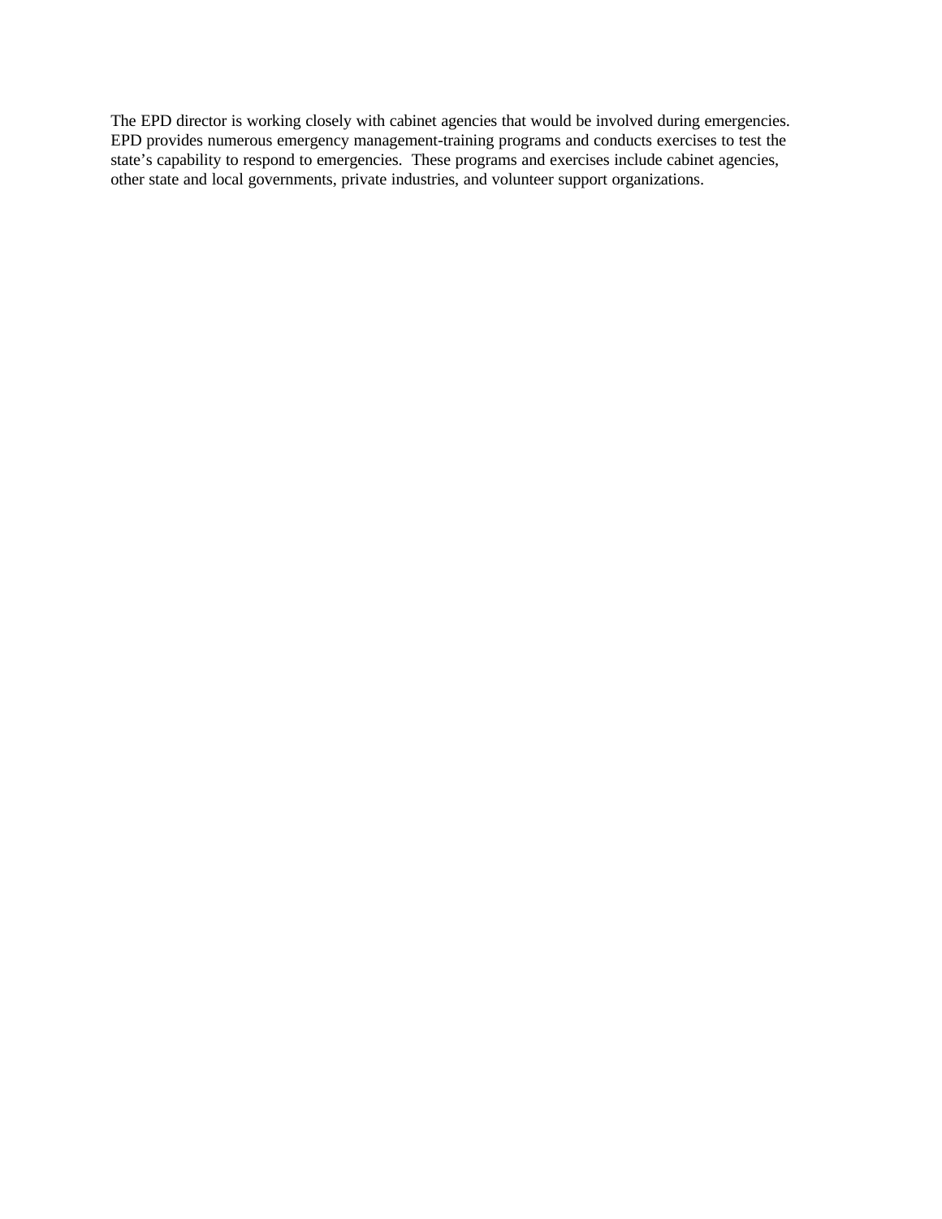The EPD director is working closely with cabinet agencies that would be involved during emergencies. EPD provides numerous emergency management-training programs and conducts exercises to test the state's capability to respond to emergencies. These programs and exercises include cabinet agencies, other state and local governments, private industries, and volunteer support organizations.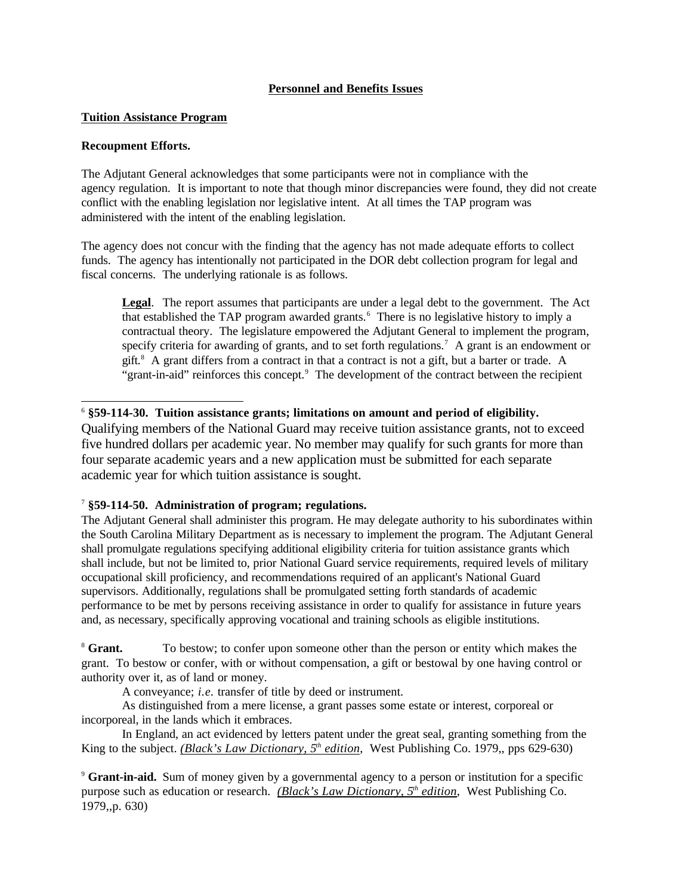**Personnel and Benefits Issues**

**Tuition Assistance Program**

**Recoupment Efforts.**

The Adjutant General acknowledges that some participants were not in compliance with the agency regulation. It is important to note that though minor discrepancies were found, they did not create conflict with the enabling legislation nor legislative intent. At all times the TAP program was administered with the intent of the enabling legislation.

The agency does not concur with the finding that the agency has not made adequate efforts to collect funds. The agency has intentionally not participated in the DOR debt collection program for legal and fiscal concerns. The underlying rationale is as follows.

> **Legal**. The report assumes that participants are under a legal debt to the government. The Act that established the TAP program awarded grants.[6] There is no legislative history to imply a contractual theory. The legislature empowered the Adjutant General to implement the program, specify criteria for awarding of grants, and to set forth regulations.[7] A grant is an endowment or gift.[8] A grant differs from a contract in that a contract is not a gift, but a barter or trade. A "grant-in-aid" reinforces this concept.[9] The development of the contract between the recipient

---

[6] **§59-114-30. Tuition assistance grants; limitations on amount and period of eligibility.** Qualifying members of the National Guard may receive tuition assistance grants, not to exceed five hundred dollars per academic year. No member may qualify for such grants for more than four separate academic years and a new application must be submitted for each separate academic year for which tuition assistance is sought.

[7] **§59-114-50. Administration of program; regulations.**
The Adjutant General shall administer this program. He may delegate authority to his subordinates within the South Carolina Military Department as is necessary to implement the program. The Adjutant General shall promulgate regulations specifying additional eligibility criteria for tuition assistance grants which shall include, but not be limited to, prior National Guard service requirements, required levels of military occupational skill proficiency, and recommendations required of an applicant's National Guard supervisors. Additionally, regulations shall be promulgated setting forth standards of academic performance to be met by persons receiving assistance in order to qualify for assistance in future years and, as necessary, specifically approving vocational and training schools as eligible institutions.

[8] **Grant.** To bestow; to confer upon someone other than the person or entity which makes the grant. To bestow or confer, with or without compensation, a gift or bestowal by one having control or authority over it, as of land or money.

A conveyance; *i.e.* transfer of title by deed or instrument.

As distinguished from a mere license, a grant passes some estate or interest, corporeal or incorporeal, in the lands which it embraces.

In England, an act evidenced by letters patent under the great seal, granting something from the King to the subject. ***(Black's Law Dictionary, 5th edition***, West Publishing Co. 1979,, pps 629-630)

[9] **Grant-in-aid.** Sum of money given by a governmental agency to a person or institution for a specific purpose such as education or research. ***(Black's Law Dictionary, 5th edition***, West Publishing Co. 1979,,p. 630)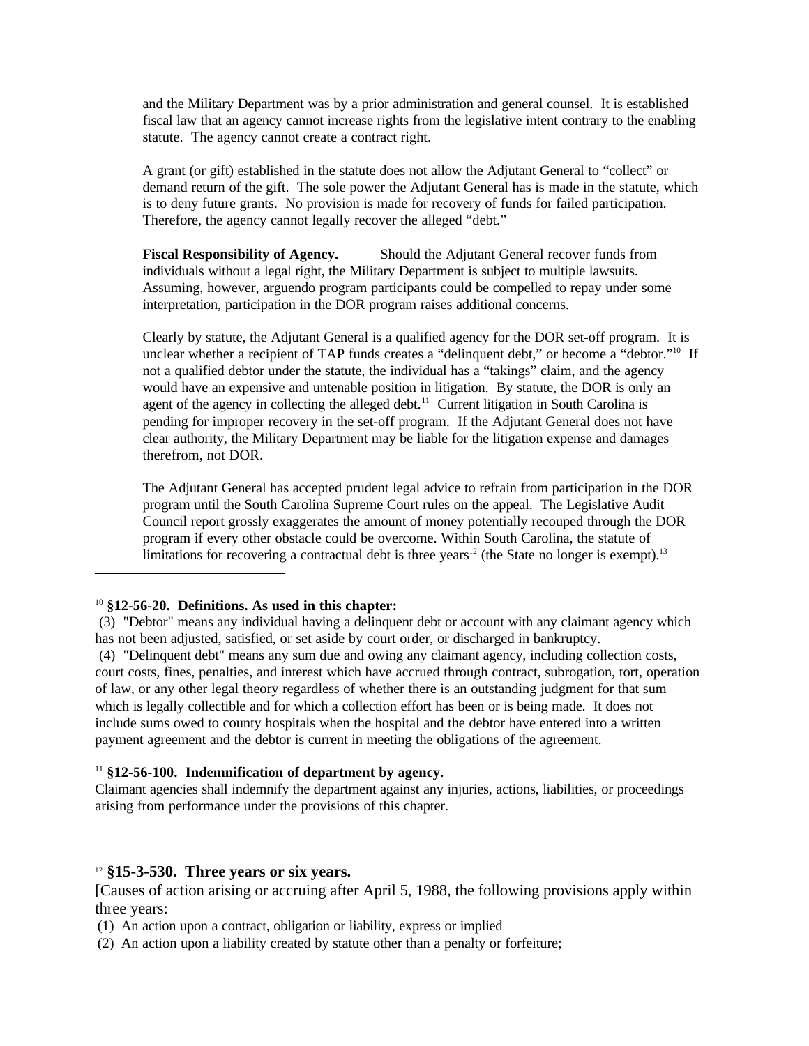and the Military Department was by a prior administration and general counsel. It is established fiscal law that an agency cannot increase rights from the legislative intent contrary to the enabling statute. The agency cannot create a contract right.

A grant (or gift) established in the statute does not allow the Adjutant General to "collect" or demand return of the gift. The sole power the Adjutant General has is made in the statute, which is to deny future grants. No provision is made for recovery of funds for failed participation. Therefore, the agency cannot legally recover the alleged "debt."

**Fiscal Responsibility of Agency.** Should the Adjutant General recover funds from individuals without a legal right, the Military Department is subject to multiple lawsuits. Assuming, however, arguendo program participants could be compelled to repay under some interpretation, participation in the DOR program raises additional concerns.

Clearly by statute, the Adjutant General is a qualified agency for the DOR set-off program. It is unclear whether a recipient of TAP funds creates a "delinquent debt," or become a "debtor."[10] If not a qualified debtor under the statute, the individual has a "takings" claim, and the agency would have an expensive and untenable position in litigation. By statute, the DOR is only an agent of the agency in collecting the alleged debt.[11] Current litigation in South Carolina is pending for improper recovery in the set-off program. If the Adjutant General does not have clear authority, the Military Department may be liable for the litigation expense and damages therefrom, not DOR.

The Adjutant General has accepted prudent legal advice to refrain from participation in the DOR program until the South Carolina Supreme Court rules on the appeal. The Legislative Audit Council report grossly exaggerates the amount of money potentially recouped through the DOR program if every other obstacle could be overcome. Within South Carolina, the statute of limitations for recovering a contractual debt is three years[12] (the State no longer is exempt).[13]

---

[10] **§12-56-20. Definitions. As used in this chapter:**

(3) "Debtor" means any individual having a delinquent debt or account with any claimant agency which has not been adjusted, satisfied, or set aside by court order, or discharged in bankruptcy.

(4) "Delinquent debt" means any sum due and owing any claimant agency, including collection costs, court costs, fines, penalties, and interest which have accrued through contract, subrogation, tort, operation of law, or any other legal theory regardless of whether there is an outstanding judgment for that sum which is legally collectible and for which a collection effort has been or is being made. It does not include sums owed to county hospitals when the hospital and the debtor have entered into a written payment agreement and the debtor is current in meeting the obligations of the agreement.

[11] **§12-56-100. Indemnification of department by agency.**

Claimant agencies shall indemnify the department against any injuries, actions, liabilities, or proceedings arising from performance under the provisions of this chapter.

[12] **§15-3-530. Three years or six years.**

[Causes of action arising or accruing after April 5, 1988, the following provisions apply within three years:

(1) An action upon a contract, obligation or liability, express or implied

(2) An action upon a liability created by statute other than a penalty or forfeiture;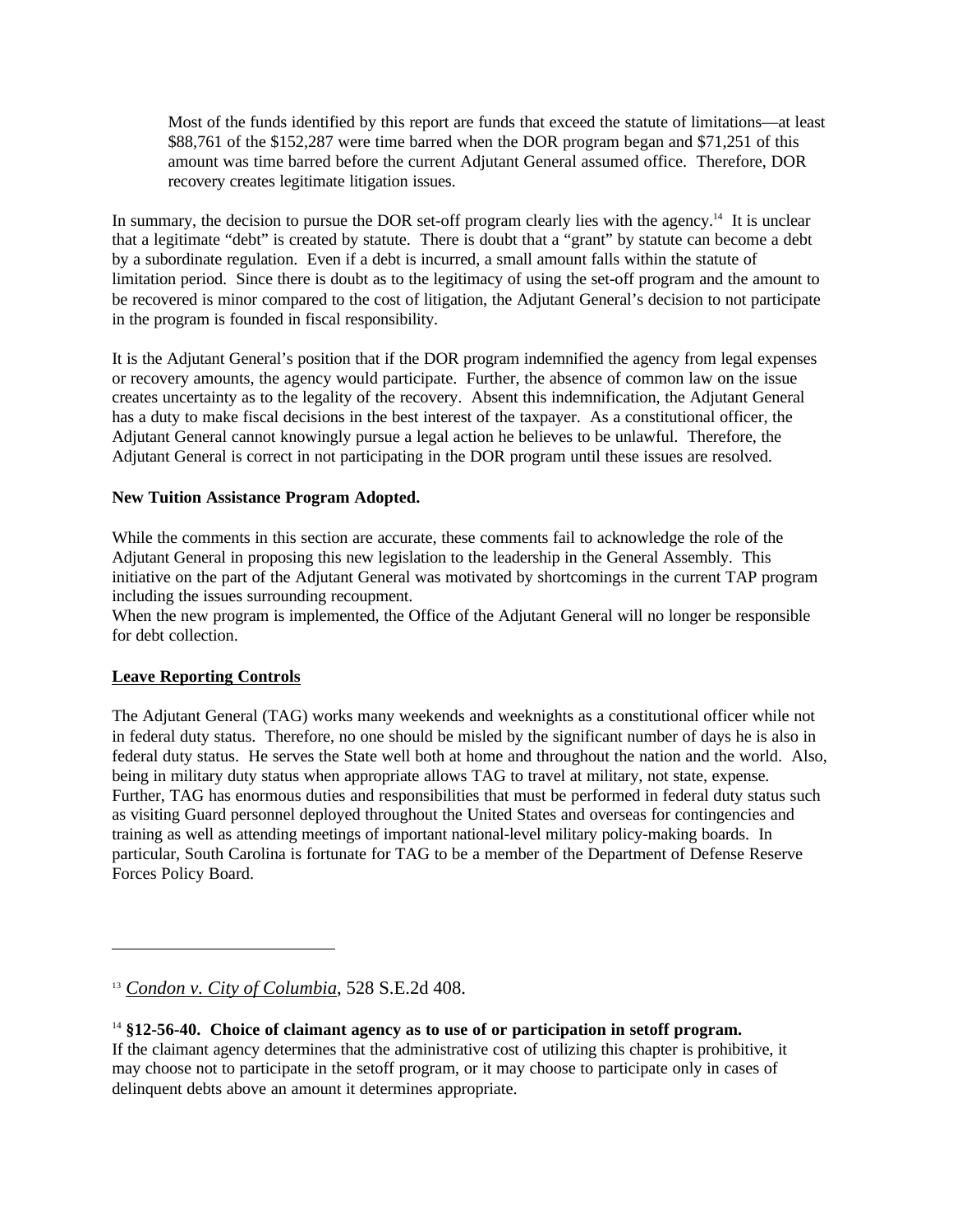> Most of the funds identified by this report are funds that exceed the statute of limitations—at least \$88,761 of the \$152,287 were time barred when the DOR program began and \$71,251 of this amount was time barred before the current Adjutant General assumed office. Therefore, DOR recovery creates legitimate litigation issues.

In summary, the decision to pursue the DOR set-off program clearly lies with the agency.[14] It is unclear that a legitimate "debt" is created by statute. There is doubt that a "grant" by statute can become a debt by a subordinate regulation. Even if a debt is incurred, a small amount falls within the statute of limitation period. Since there is doubt as to the legitimacy of using the set-off program and the amount to be recovered is minor compared to the cost of litigation, the Adjutant General's decision to not participate in the program is founded in fiscal responsibility.

It is the Adjutant General's position that if the DOR program indemnified the agency from legal expenses or recovery amounts, the agency would participate. Further, the absence of common law on the issue creates uncertainty as to the legality of the recovery. Absent this indemnification, the Adjutant General has a duty to make fiscal decisions in the best interest of the taxpayer. As a constitutional officer, the Adjutant General cannot knowingly pursue a legal action he believes to be unlawful. Therefore, the Adjutant General is correct in not participating in the DOR program until these issues are resolved.

**New Tuition Assistance Program Adopted.**

While the comments in this section are accurate, these comments fail to acknowledge the role of the Adjutant General in proposing this new legislation to the leadership in the General Assembly. This initiative on the part of the Adjutant General was motivated by shortcomings in the current TAP program including the issues surrounding recoupment.

When the new program is implemented, the Office of the Adjutant General will no longer be responsible for debt collection.

**Leave Reporting Controls**

The Adjutant General (TAG) works many weekends and weeknights as a constitutional officer while not in federal duty status. Therefore, no one should be misled by the significant number of days he is also in federal duty status. He serves the State well both at home and throughout the nation and the world. Also, being in military duty status when appropriate allows TAG to travel at military, not state, expense. Further, TAG has enormous duties and responsibilities that must be performed in federal duty status such as visiting Guard personnel deployed throughout the United States and overseas for contingencies and training as well as attending meetings of important national-level military policy-making boards. In particular, South Carolina is fortunate for TAG to be a member of the Department of Defense Reserve Forces Policy Board.

---

[13] *Condon v. City of Columbia*, 528 S.E.2d 408.

[14] **§12-56-40. Choice of claimant agency as to use of or participation in setoff program.** If the claimant agency determines that the administrative cost of utilizing this chapter is prohibitive, it may choose not to participate in the setoff program, or it may choose to participate only in cases of delinquent debts above an amount it determines appropriate.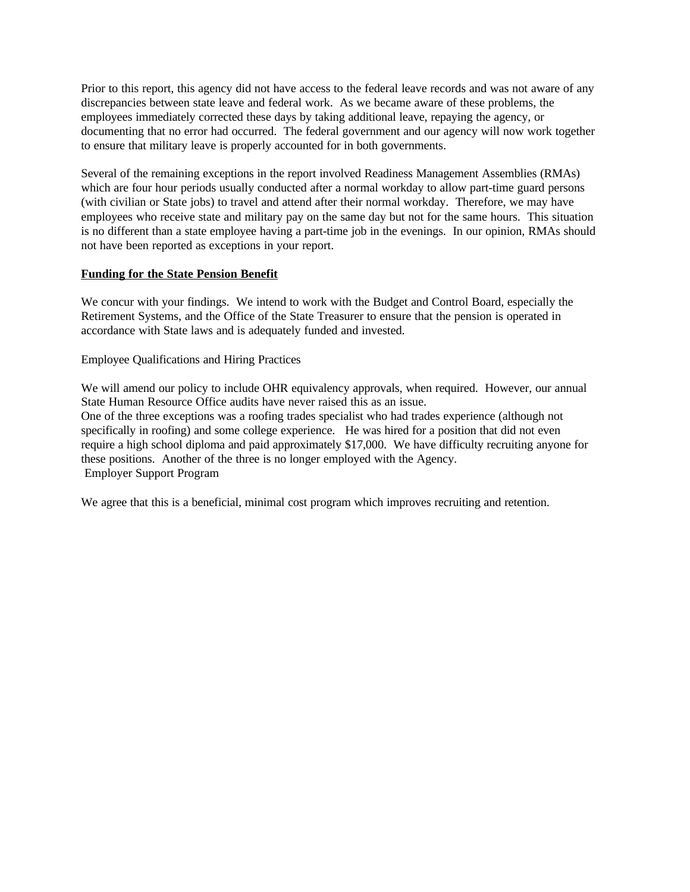Prior to this report, this agency did not have access to the federal leave records and was not aware of any discrepancies between state leave and federal work. As we became aware of these problems, the employees immediately corrected these days by taking additional leave, repaying the agency, or documenting that no error had occurred. The federal government and our agency will now work together to ensure that military leave is properly accounted for in both governments.

Several of the remaining exceptions in the report involved Readiness Management Assemblies (RMAs) which are four hour periods usually conducted after a normal workday to allow part-time guard persons (with civilian or State jobs) to travel and attend after their normal workday. Therefore, we may have employees who receive state and military pay on the same day but not for the same hours. This situation is no different than a state employee having a part-time job in the evenings. In our opinion, RMAs should not have been reported as exceptions in your report.

**Funding for the State Pension Benefit**

We concur with your findings. We intend to work with the Budget and Control Board, especially the Retirement Systems, and the Office of the State Treasurer to ensure that the pension is operated in accordance with State laws and is adequately funded and invested.

Employee Qualifications and Hiring Practices

We will amend our policy to include OHR equivalency approvals, when required. However, our annual State Human Resource Office audits have never raised this as an issue.
One of the three exceptions was a roofing trades specialist who had trades experience (although not specifically in roofing) and some college experience. He was hired for a position that did not even require a high school diploma and paid approximately $17,000. We have difficulty recruiting anyone for these positions. Another of the three is no longer employed with the Agency.

Employer Support Program

We agree that this is a beneficial, minimal cost program which improves recruiting and retention.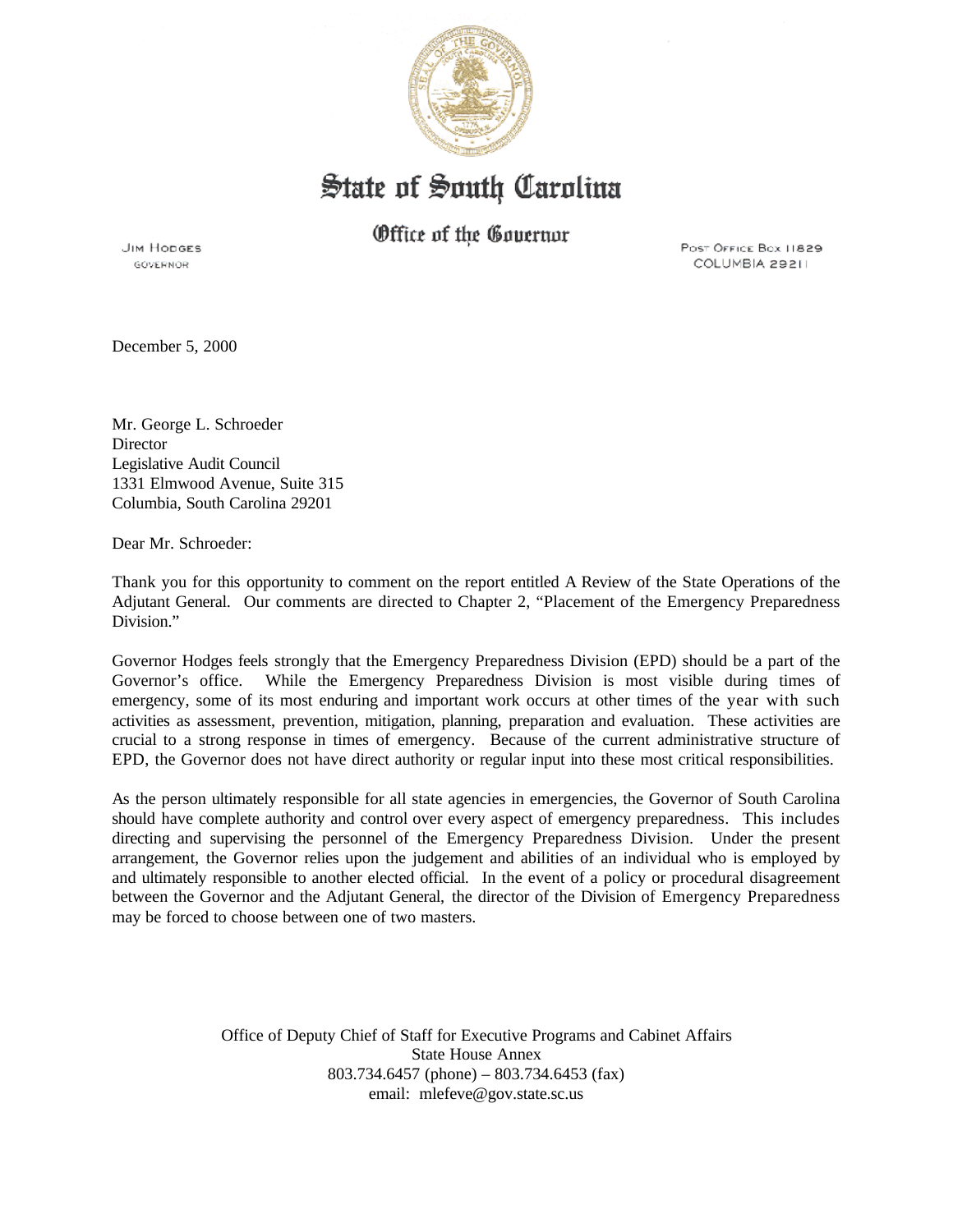# State of South Carolina

## Office of the Governor

JIM HODGES
GOVERNOR

POST OFFICE BOX 11829
COLUMBIA 29211

December 5, 2000

Mr. George L. Schroeder
Director
Legislative Audit Council
1331 Elmwood Avenue, Suite 315
Columbia, South Carolina 29201

Dear Mr. Schroeder:

Thank you for this opportunity to comment on the report entitled A Review of the State Operations of the Adjutant General. Our comments are directed to Chapter 2, "Placement of the Emergency Preparedness Division."

Governor Hodges feels strongly that the Emergency Preparedness Division (EPD) should be a part of the Governor's office. While the Emergency Preparedness Division is most visible during times of emergency, some of its most enduring and important work occurs at other times of the year with such activities as assessment, prevention, mitigation, planning, preparation and evaluation. These activities are crucial to a strong response in times of emergency. Because of the current administrative structure of EPD, the Governor does not have direct authority or regular input into these most critical responsibilities.

As the person ultimately responsible for all state agencies in emergencies, the Governor of South Carolina should have complete authority and control over every aspect of emergency preparedness. This includes directing and supervising the personnel of the Emergency Preparedness Division. Under the present arrangement, the Governor relies upon the judgement and abilities of an individual who is employed by and ultimately responsible to another elected official. In the event of a policy or procedural disagreement between the Governor and the Adjutant General, the director of the Division of Emergency Preparedness may be forced to choose between one of two masters.

Office of Deputy Chief of Staff for Executive Programs and Cabinet Affairs
State House Annex
803.734.6457 (phone) – 803.734.6453 (fax)
email: mlefeve@gov.state.sc.us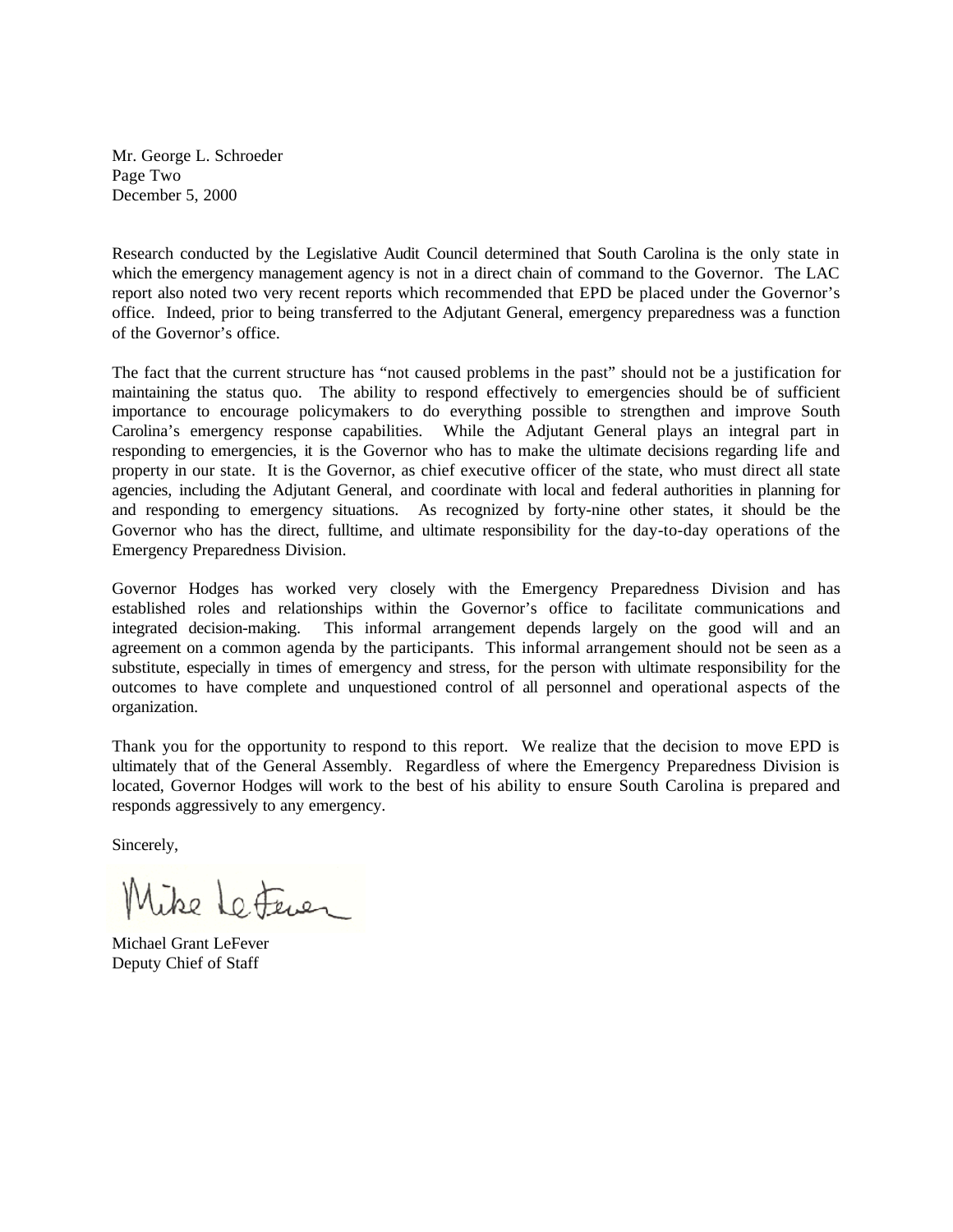Mr. George L. Schroeder
Page Two
December 5, 2000

Research conducted by the Legislative Audit Council determined that South Carolina is the only state in which the emergency management agency is not in a direct chain of command to the Governor. The LAC report also noted two very recent reports which recommended that EPD be placed under the Governor's office. Indeed, prior to being transferred to the Adjutant General, emergency preparedness was a function of the Governor's office.

The fact that the current structure has "not caused problems in the past" should not be a justification for maintaining the status quo. The ability to respond effectively to emergencies should be of sufficient importance to encourage policymakers to do everything possible to strengthen and improve South Carolina's emergency response capabilities. While the Adjutant General plays an integral part in responding to emergencies, it is the Governor who has to make the ultimate decisions regarding life and property in our state. It is the Governor, as chief executive officer of the state, who must direct all state agencies, including the Adjutant General, and coordinate with local and federal authorities in planning for and responding to emergency situations. As recognized by forty-nine other states, it should be the Governor who has the direct, fulltime, and ultimate responsibility for the day-to-day operations of the Emergency Preparedness Division.

Governor Hodges has worked very closely with the Emergency Preparedness Division and has established roles and relationships within the Governor's office to facilitate communications and integrated decision-making. This informal arrangement depends largely on the good will and an agreement on a common agenda by the participants. This informal arrangement should not be seen as a substitute, especially in times of emergency and stress, for the person with ultimate responsibility for the outcomes to have complete and unquestioned control of all personnel and operational aspects of the organization.

Thank you for the opportunity to respond to this report. We realize that the decision to move EPD is ultimately that of the General Assembly. Regardless of where the Emergency Preparedness Division is located, Governor Hodges will work to the best of his ability to ensure South Carolina is prepared and responds aggressively to any emergency.

Sincerely,

Mike LeFever

Michael Grant LeFever
Deputy Chief of Staff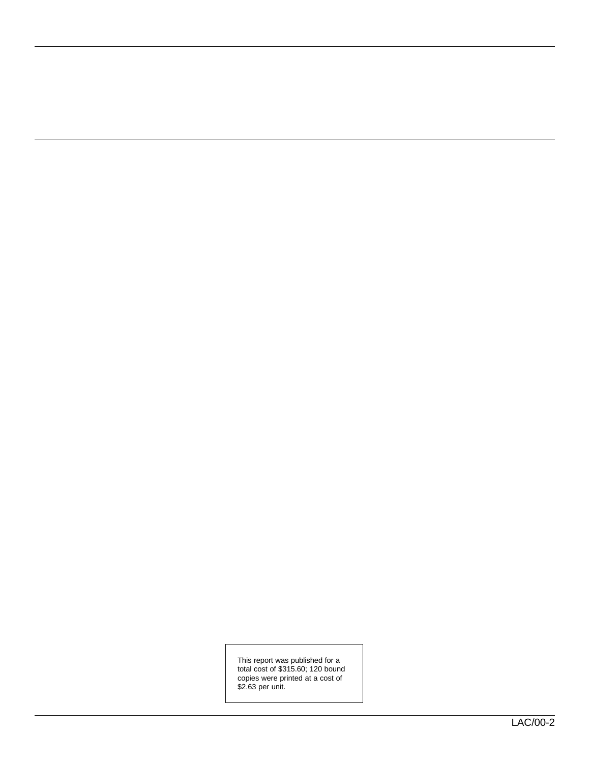This report was published for a total cost of $315.60; 120 bound copies were printed at a cost of $2.63 per unit.

LAC/00-2